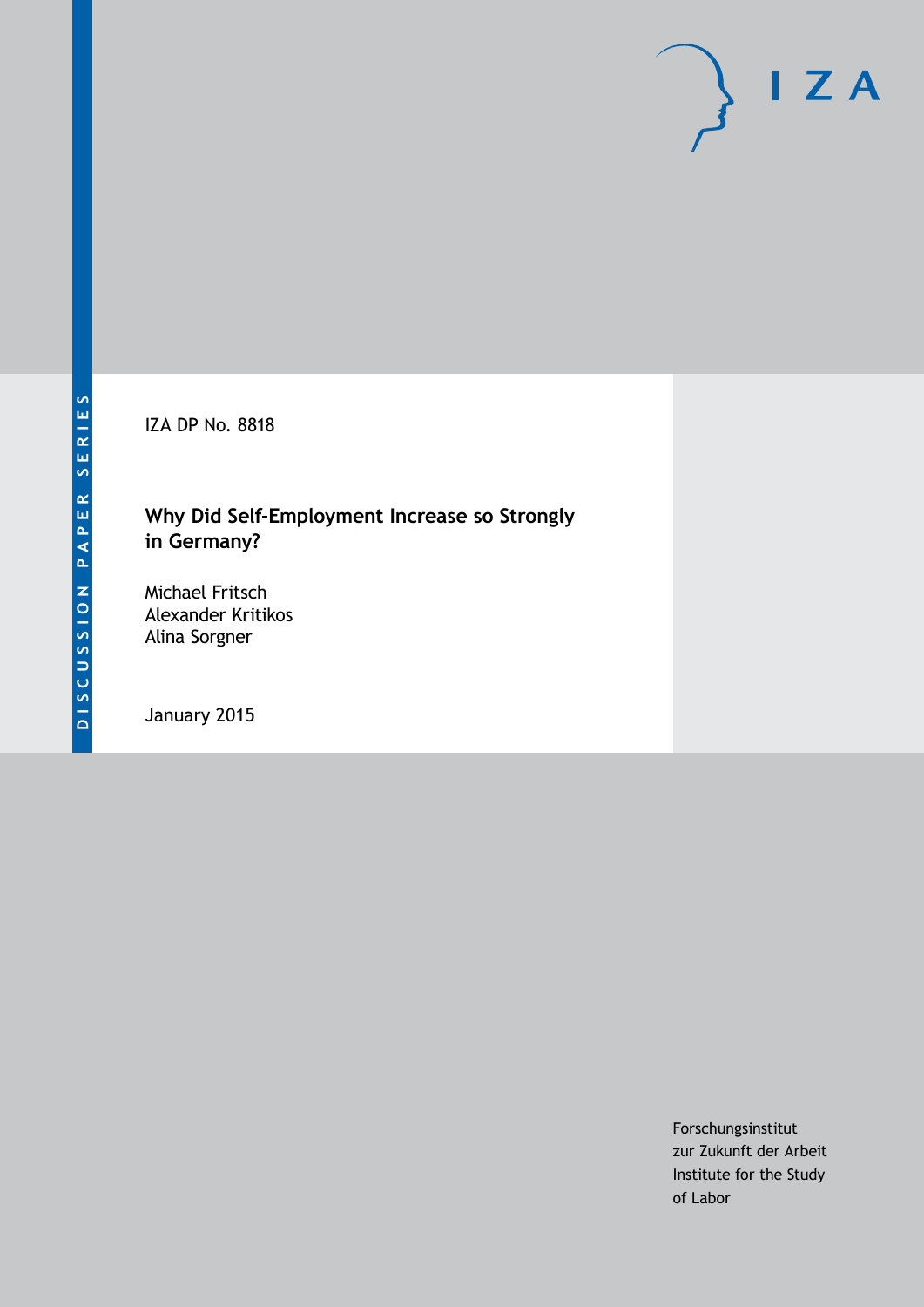DISCUSSION PAPER SERIES

IZA DP No. 8818

# Why Did Self-Employment Increase so Strongly in Germany?

Michael Fritsch
Alexander Kritikos
Alina Sorgner

January 2015

Forschungsinstitut
zur Zukunft der Arbeit
Institute for the Study
of Labor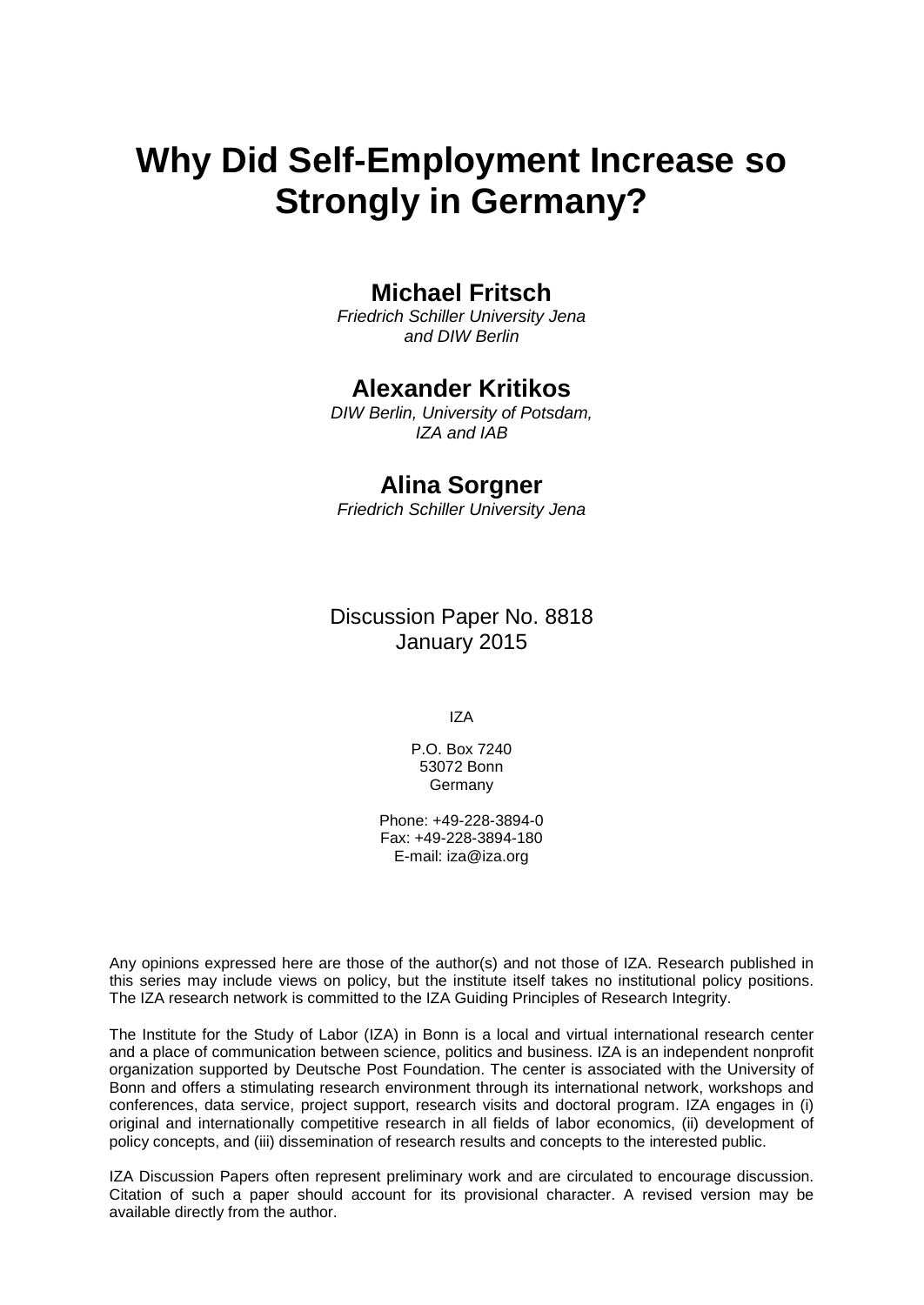# Why Did Self-Employment Increase so Strongly in Germany?

## Michael Fritsch

*Friedrich Schiller University Jena and DIW Berlin*

## Alexander Kritikos

*DIW Berlin, University of Potsdam, IZA and IAB*

## Alina Sorgner

*Friedrich Schiller University Jena*

Discussion Paper No. 8818
January 2015

IZA

P.O. Box 7240
53072 Bonn
Germany

Phone: +49-228-3894-0
Fax: +49-228-3894-180
E-mail: iza@iza.org

Any opinions expressed here are those of the author(s) and not those of IZA. Research published in this series may include views on policy, but the institute itself takes no institutional policy positions. The IZA research network is committed to the IZA Guiding Principles of Research Integrity.

The Institute for the Study of Labor (IZA) in Bonn is a local and virtual international research center and a place of communication between science, politics and business. IZA is an independent nonprofit organization supported by Deutsche Post Foundation. The center is associated with the University of Bonn and offers a stimulating research environment through its international network, workshops and conferences, data service, project support, research visits and doctoral program. IZA engages in (i) original and internationally competitive research in all fields of labor economics, (ii) development of policy concepts, and (iii) dissemination of research results and concepts to the interested public.

IZA Discussion Papers often represent preliminary work and are circulated to encourage discussion. Citation of such a paper should account for its provisional character. A revised version may be available directly from the author.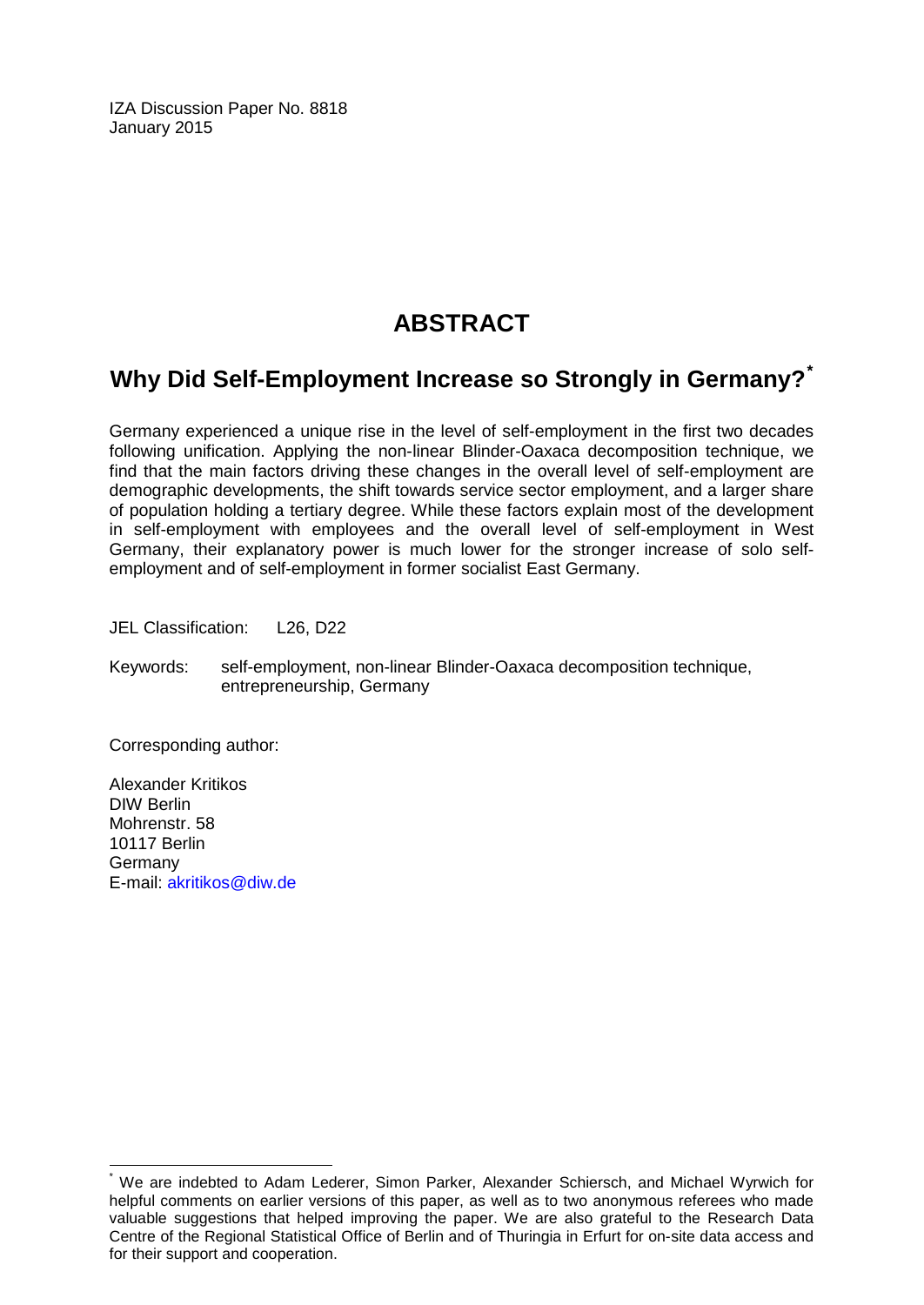IZA Discussion Paper No. 8818
January 2015

# ABSTRACT

## Why Did Self-Employment Increase so Strongly in Germany?*

Germany experienced a unique rise in the level of self-employment in the first two decades following unification. Applying the non-linear Blinder-Oaxaca decomposition technique, we find that the main factors driving these changes in the overall level of self-employment are demographic developments, the shift towards service sector employment, and a larger share of population holding a tertiary degree. While these factors explain most of the development in self-employment with employees and the overall level of self-employment in West Germany, their explanatory power is much lower for the stronger increase of solo self-employment and of self-employment in former socialist East Germany.

JEL Classification: L26, D22

Keywords: self-employment, non-linear Blinder-Oaxaca decomposition technique, entrepreneurship, Germany

Corresponding author:

Alexander Kritikos
DIW Berlin
Mohrenstr. 58
10117 Berlin
Germany
E-mail: akritikos@diw.de

---

* We are indebted to Adam Lederer, Simon Parker, Alexander Schiersch, and Michael Wyrwich for helpful comments on earlier versions of this paper, as well as to two anonymous referees who made valuable suggestions that helped improving the paper. We are also grateful to the Research Data Centre of the Regional Statistical Office of Berlin and of Thuringia in Erfurt for on-site data access and for their support and cooperation.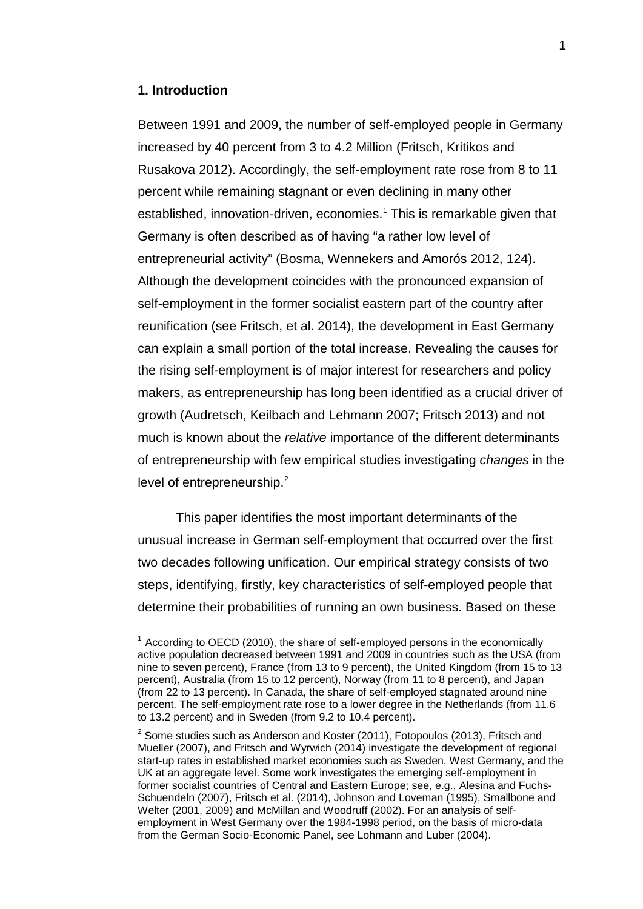## 1. Introduction

Between 1991 and 2009, the number of self-employed people in Germany increased by 40 percent from 3 to 4.2 Million (Fritsch, Kritikos and Rusakova 2012). Accordingly, the self-employment rate rose from 8 to 11 percent while remaining stagnant or even declining in many other established, innovation-driven, economies.[1] This is remarkable given that Germany is often described as of having "a rather low level of entrepreneurial activity" (Bosma, Wennekers and Amorós 2012, 124). Although the development coincides with the pronounced expansion of self-employment in the former socialist eastern part of the country after reunification (see Fritsch, et al. 2014), the development in East Germany can explain a small portion of the total increase. Revealing the causes for the rising self-employment is of major interest for researchers and policy makers, as entrepreneurship has long been identified as a crucial driver of growth (Audretsch, Keilbach and Lehmann 2007; Fritsch 2013) and not much is known about the *relative* importance of the different determinants of entrepreneurship with few empirical studies investigating *changes* in the level of entrepreneurship.[2]

This paper identifies the most important determinants of the unusual increase in German self-employment that occurred over the first two decades following unification. Our empirical strategy consists of two steps, identifying, firstly, key characteristics of self-employed people that determine their probabilities of running an own business. Based on these

---

[1] According to OECD (2010), the share of self-employed persons in the economically active population decreased between 1991 and 2009 in countries such as the USA (from nine to seven percent), France (from 13 to 9 percent), the United Kingdom (from 15 to 13 percent), Australia (from 15 to 12 percent), Norway (from 11 to 8 percent), and Japan (from 22 to 13 percent). In Canada, the share of self-employed stagnated around nine percent. The self-employment rate rose to a lower degree in the Netherlands (from 11.6 to 13.2 percent) and in Sweden (from 9.2 to 10.4 percent).

[2] Some studies such as Anderson and Koster (2011), Fotopoulos (2013), Fritsch and Mueller (2007), and Fritsch and Wyrwich (2014) investigate the development of regional start-up rates in established market economies such as Sweden, West Germany, and the UK at an aggregate level. Some work investigates the emerging self-employment in former socialist countries of Central and Eastern Europe; see, e.g., Alesina and Fuchs-Schuendeln (2007), Fritsch et al. (2014), Johnson and Loveman (1995), Smallbone and Welter (2001, 2009) and McMillan and Woodruff (2002). For an analysis of self-employment in West Germany over the 1984-1998 period, on the basis of micro-data from the German Socio-Economic Panel, see Lohmann and Luber (2004).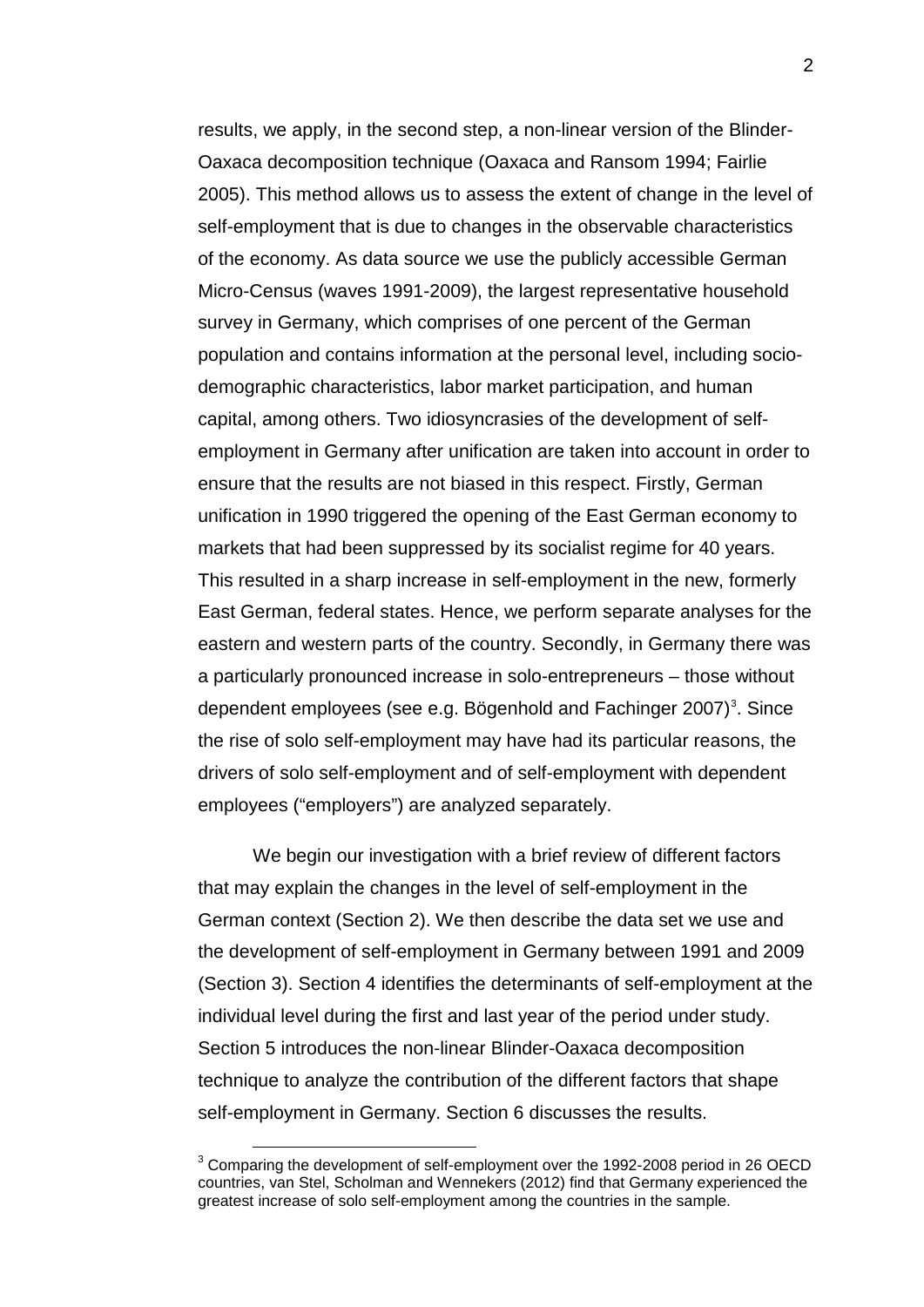results, we apply, in the second step, a non-linear version of the Blinder-Oaxaca decomposition technique (Oaxaca and Ransom 1994; Fairlie 2005). This method allows us to assess the extent of change in the level of self-employment that is due to changes in the observable characteristics of the economy. As data source we use the publicly accessible German Micro-Census (waves 1991-2009), the largest representative household survey in Germany, which comprises of one percent of the German population and contains information at the personal level, including socio-demographic characteristics, labor market participation, and human capital, among others. Two idiosyncrasies of the development of self-employment in Germany after unification are taken into account in order to ensure that the results are not biased in this respect. Firstly, German unification in 1990 triggered the opening of the East German economy to markets that had been suppressed by its socialist regime for 40 years. This resulted in a sharp increase in self-employment in the new, formerly East German, federal states. Hence, we perform separate analyses for the eastern and western parts of the country. Secondly, in Germany there was a particularly pronounced increase in solo-entrepreneurs – those without dependent employees (see e.g. Bögenhold and Fachinger 2007)[3]. Since the rise of solo self-employment may have had its particular reasons, the drivers of solo self-employment and of self-employment with dependent employees ("employers") are analyzed separately.

We begin our investigation with a brief review of different factors that may explain the changes in the level of self-employment in the German context (Section 2). We then describe the data set we use and the development of self-employment in Germany between 1991 and 2009 (Section 3). Section 4 identifies the determinants of self-employment at the individual level during the first and last year of the period under study. Section 5 introduces the non-linear Blinder-Oaxaca decomposition technique to analyze the contribution of the different factors that shape self-employment in Germany. Section 6 discusses the results.

[3] Comparing the development of self-employment over the 1992-2008 period in 26 OECD countries, van Stel, Scholman and Wennekers (2012) find that Germany experienced the greatest increase of solo self-employment among the countries in the sample.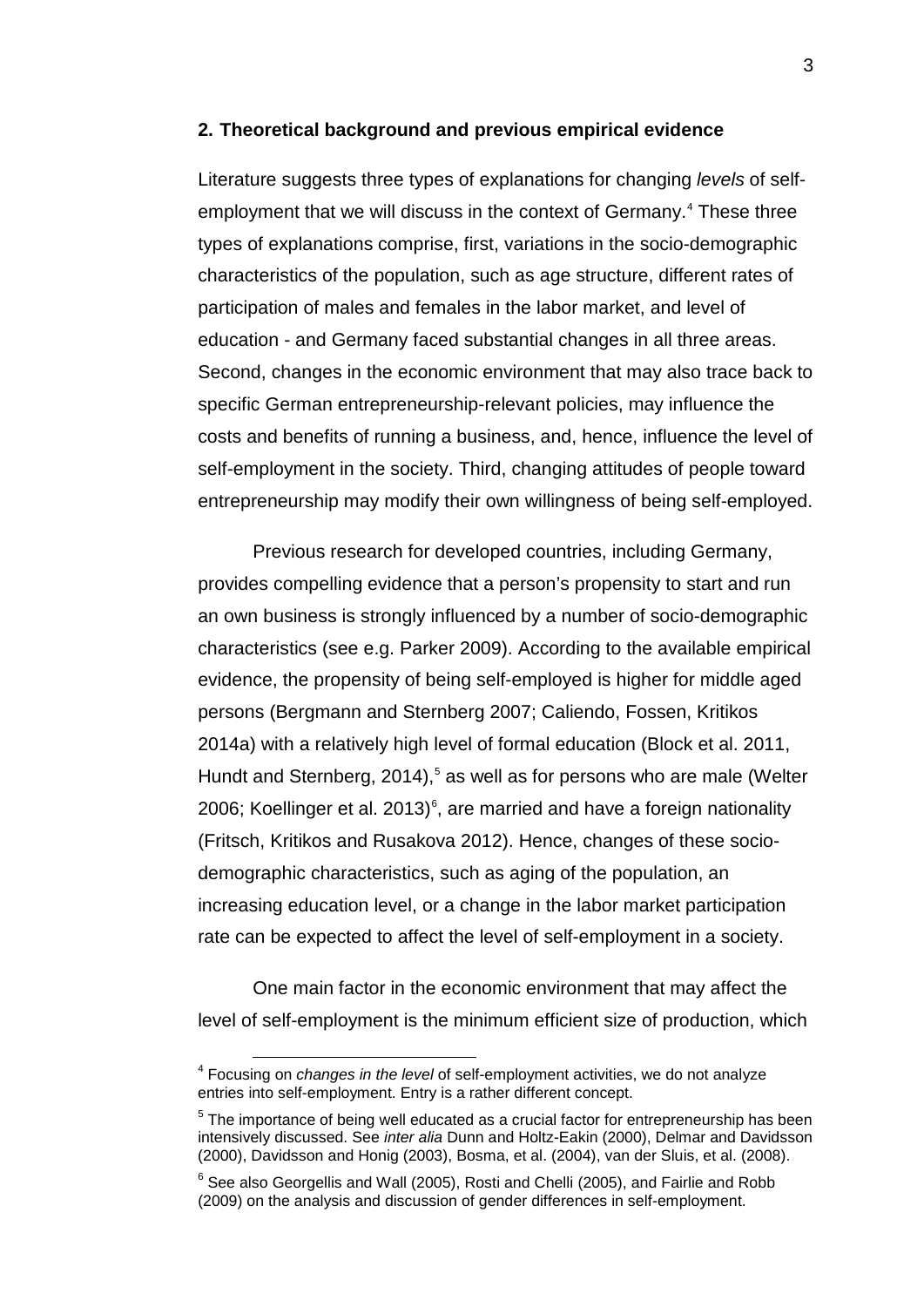## 2. Theoretical background and previous empirical evidence

Literature suggests three types of explanations for changing *levels* of self-employment that we will discuss in the context of Germany.[4] These three types of explanations comprise, first, variations in the socio-demographic characteristics of the population, such as age structure, different rates of participation of males and females in the labor market, and level of education - and Germany faced substantial changes in all three areas. Second, changes in the economic environment that may also trace back to specific German entrepreneurship-relevant policies, may influence the costs and benefits of running a business, and, hence, influence the level of self-employment in the society. Third, changing attitudes of people toward entrepreneurship may modify their own willingness of being self-employed.

Previous research for developed countries, including Germany, provides compelling evidence that a person's propensity to start and run an own business is strongly influenced by a number of socio-demographic characteristics (see e.g. Parker 2009). According to the available empirical evidence, the propensity of being self-employed is higher for middle aged persons (Bergmann and Sternberg 2007; Caliendo, Fossen, Kritikos 2014a) with a relatively high level of formal education (Block et al. 2011, Hundt and Sternberg, 2014),[5] as well as for persons who are male (Welter 2006; Koellinger et al. 2013)[6], are married and have a foreign nationality (Fritsch, Kritikos and Rusakova 2012). Hence, changes of these socio-demographic characteristics, such as aging of the population, an increasing education level, or a change in the labor market participation rate can be expected to affect the level of self-employment in a society.

One main factor in the economic environment that may affect the level of self-employment is the minimum efficient size of production, which

---

[4] Focusing on *changes in the level* of self-employment activities, we do not analyze entries into self-employment. Entry is a rather different concept.

[5] The importance of being well educated as a crucial factor for entrepreneurship has been intensively discussed. See *inter alia* Dunn and Holtz-Eakin (2000), Delmar and Davidsson (2000), Davidsson and Honig (2003), Bosma, et al. (2004), van der Sluis, et al. (2008).

[6] See also Georgellis and Wall (2005), Rosti and Chelli (2005), and Fairlie and Robb (2009) on the analysis and discussion of gender differences in self-employment.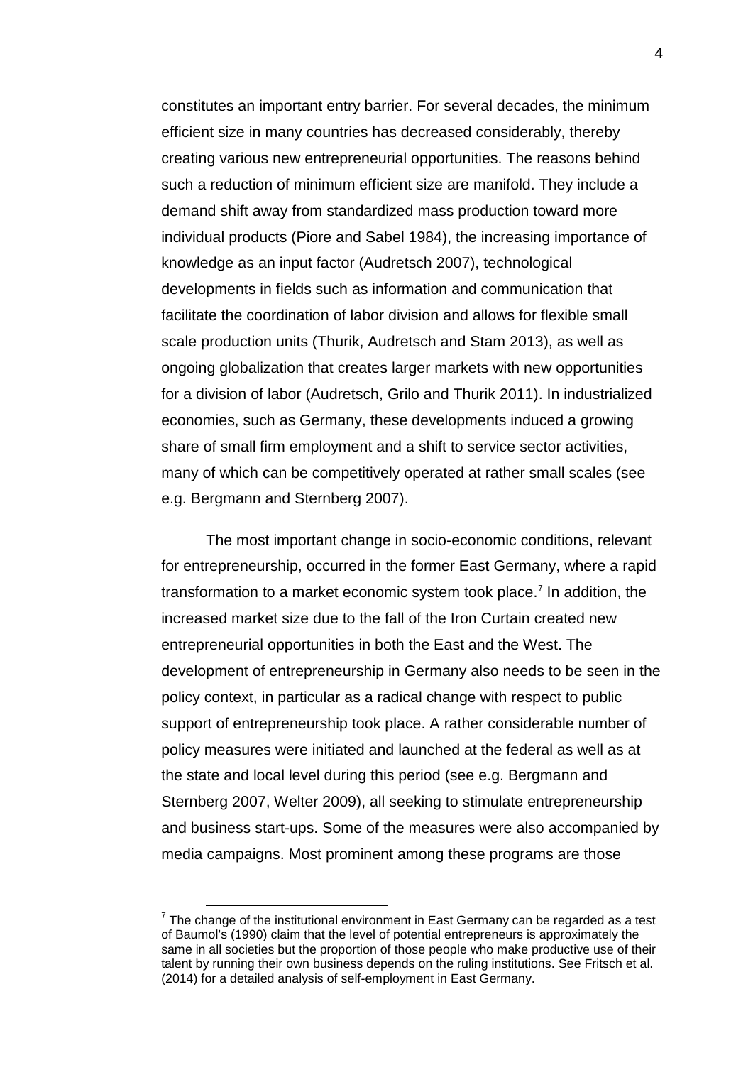constitutes an important entry barrier. For several decades, the minimum efficient size in many countries has decreased considerably, thereby creating various new entrepreneurial opportunities. The reasons behind such a reduction of minimum efficient size are manifold. They include a demand shift away from standardized mass production toward more individual products (Piore and Sabel 1984), the increasing importance of knowledge as an input factor (Audretsch 2007), technological developments in fields such as information and communication that facilitate the coordination of labor division and allows for flexible small scale production units (Thurik, Audretsch and Stam 2013), as well as ongoing globalization that creates larger markets with new opportunities for a division of labor (Audretsch, Grilo and Thurik 2011). In industrialized economies, such as Germany, these developments induced a growing share of small firm employment and a shift to service sector activities, many of which can be competitively operated at rather small scales (see e.g. Bergmann and Sternberg 2007).

The most important change in socio-economic conditions, relevant for entrepreneurship, occurred in the former East Germany, where a rapid transformation to a market economic system took place.[7] In addition, the increased market size due to the fall of the Iron Curtain created new entrepreneurial opportunities in both the East and the West. The development of entrepreneurship in Germany also needs to be seen in the policy context, in particular as a radical change with respect to public support of entrepreneurship took place. A rather considerable number of policy measures were initiated and launched at the federal as well as at the state and local level during this period (see e.g. Bergmann and Sternberg 2007, Welter 2009), all seeking to stimulate entrepreneurship and business start-ups. Some of the measures were also accompanied by media campaigns. Most prominent among these programs are those

[7] The change of the institutional environment in East Germany can be regarded as a test of Baumol's (1990) claim that the level of potential entrepreneurs is approximately the same in all societies but the proportion of those people who make productive use of their talent by running their own business depends on the ruling institutions. See Fritsch et al. (2014) for a detailed analysis of self-employment in East Germany.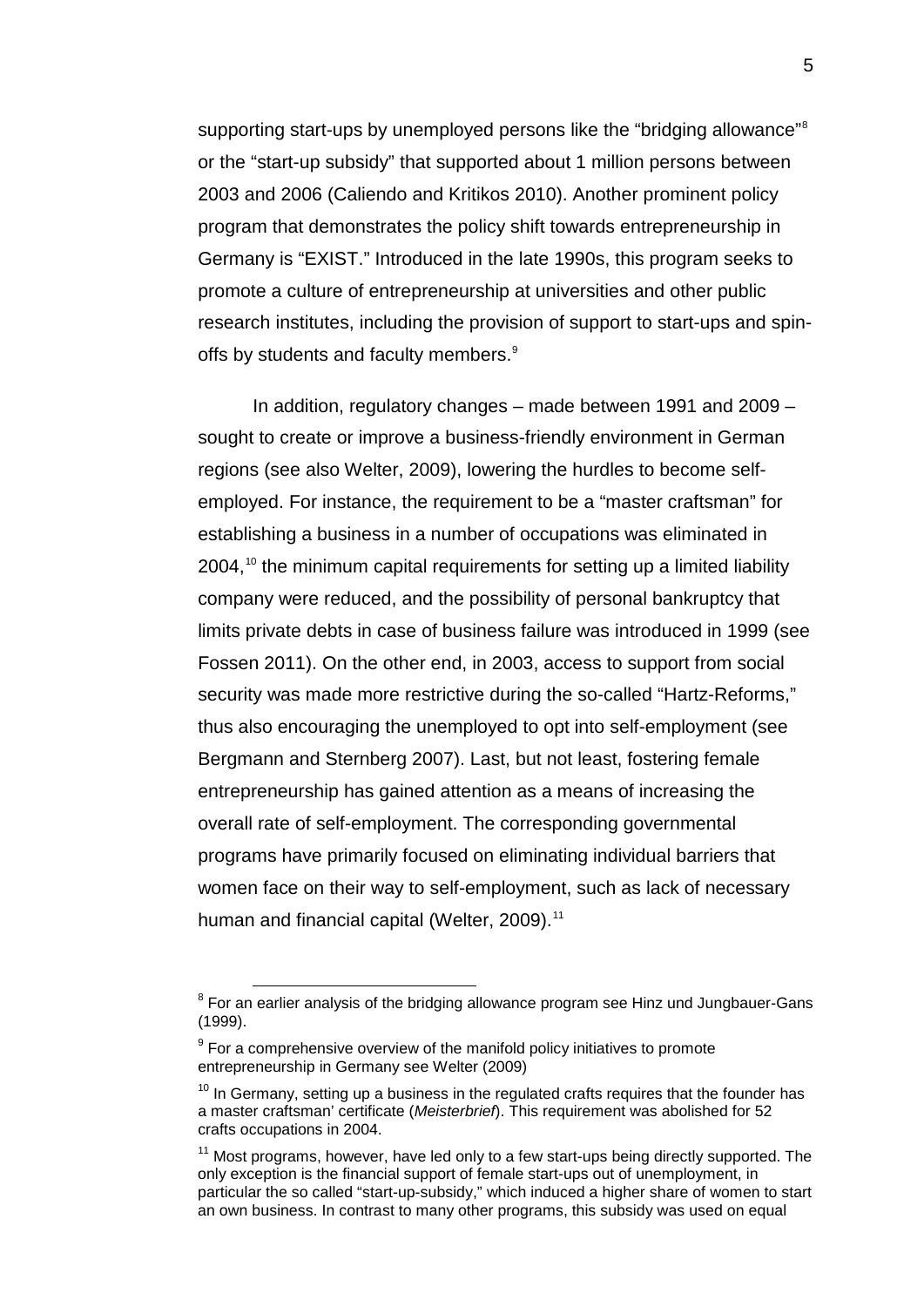supporting start-ups by unemployed persons like the "bridging allowance"[8] or the "start-up subsidy" that supported about 1 million persons between 2003 and 2006 (Caliendo and Kritikos 2010). Another prominent policy program that demonstrates the policy shift towards entrepreneurship in Germany is "EXIST." Introduced in the late 1990s, this program seeks to promote a culture of entrepreneurship at universities and other public research institutes, including the provision of support to start-ups and spin-offs by students and faculty members.[9]

In addition, regulatory changes – made between 1991 and 2009 – sought to create or improve a business-friendly environment in German regions (see also Welter, 2009), lowering the hurdles to become self-employed. For instance, the requirement to be a "master craftsman" for establishing a business in a number of occupations was eliminated in 2004,[10] the minimum capital requirements for setting up a limited liability company were reduced, and the possibility of personal bankruptcy that limits private debts in case of business failure was introduced in 1999 (see Fossen 2011). On the other end, in 2003, access to support from social security was made more restrictive during the so-called "Hartz-Reforms," thus also encouraging the unemployed to opt into self-employment (see Bergmann and Sternberg 2007). Last, but not least, fostering female entrepreneurship has gained attention as a means of increasing the overall rate of self-employment. The corresponding governmental programs have primarily focused on eliminating individual barriers that women face on their way to self-employment, such as lack of necessary human and financial capital (Welter, 2009).[11]

---

[8] For an earlier analysis of the bridging allowance program see Hinz und Jungbauer-Gans (1999).

[9] For a comprehensive overview of the manifold policy initiatives to promote entrepreneurship in Germany see Welter (2009)

[10] In Germany, setting up a business in the regulated crafts requires that the founder has a master craftsman' certificate (*Meisterbrief*). This requirement was abolished for 52 crafts occupations in 2004.

[11] Most programs, however, have led only to a few start-ups being directly supported. The only exception is the financial support of female start-ups out of unemployment, in particular the so called "start-up-subsidy," which induced a higher share of women to start an own business. In contrast to many other programs, this subsidy was used on equal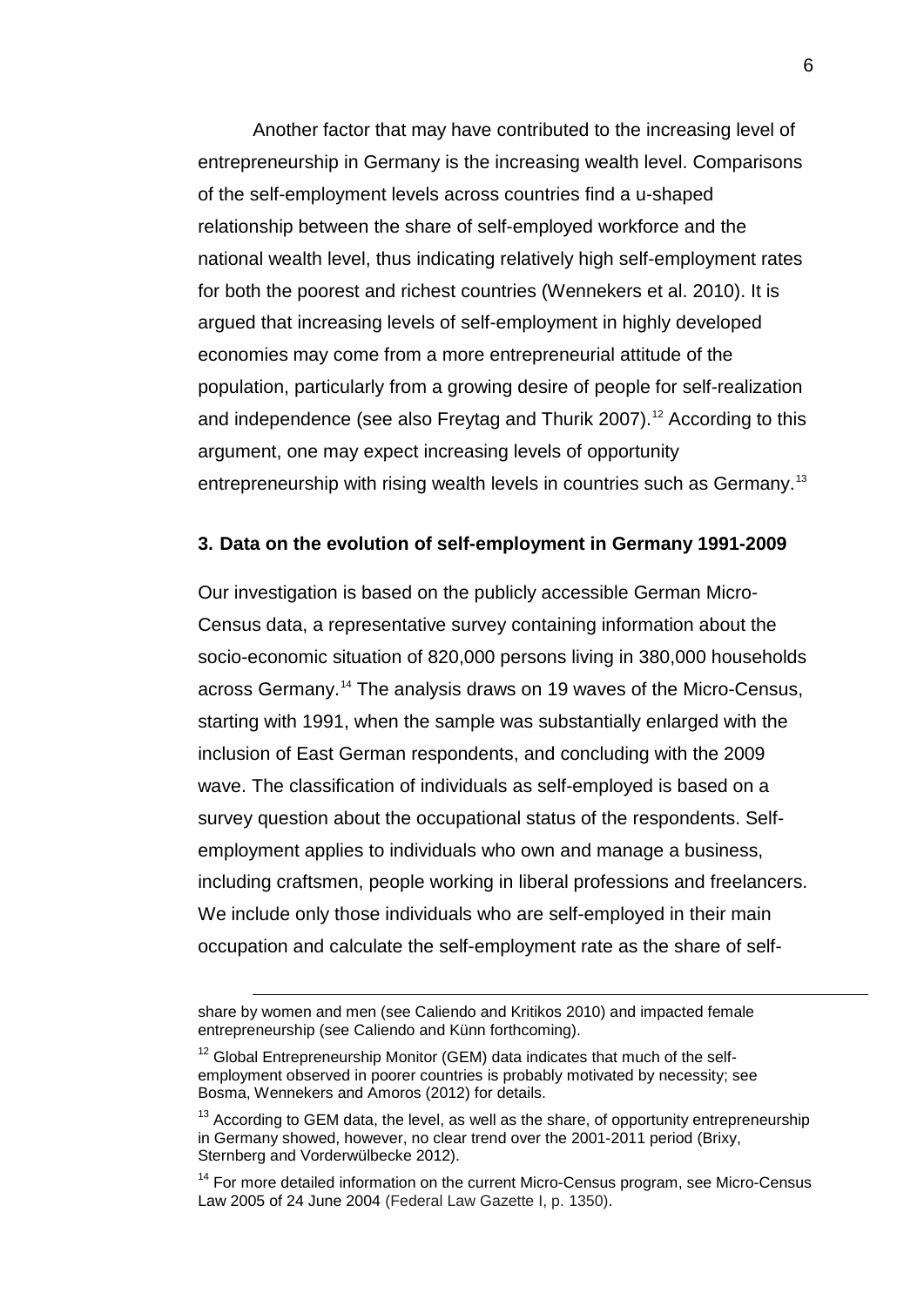Another factor that may have contributed to the increasing level of entrepreneurship in Germany is the increasing wealth level. Comparisons of the self-employment levels across countries find a u-shaped relationship between the share of self-employed workforce and the national wealth level, thus indicating relatively high self-employment rates for both the poorest and richest countries (Wennekers et al. 2010). It is argued that increasing levels of self-employment in highly developed economies may come from a more entrepreneurial attitude of the population, particularly from a growing desire of people for self-realization and independence (see also Freytag and Thurik 2007).[12] According to this argument, one may expect increasing levels of opportunity entrepreneurship with rising wealth levels in countries such as Germany.[13]

### 3. Data on the evolution of self-employment in Germany 1991-2009

Our investigation is based on the publicly accessible German Micro-Census data, a representative survey containing information about the socio-economic situation of 820,000 persons living in 380,000 households across Germany.[14] The analysis draws on 19 waves of the Micro-Census, starting with 1991, when the sample was substantially enlarged with the inclusion of East German respondents, and concluding with the 2009 wave. The classification of individuals as self-employed is based on a survey question about the occupational status of the respondents. Self-employment applies to individuals who own and manage a business, including craftsmen, people working in liberal professions and freelancers. We include only those individuals who are self-employed in their main occupation and calculate the self-employment rate as the share of self-

---

share by women and men (see Caliendo and Kritikos 2010) and impacted female entrepreneurship (see Caliendo and Künn forthcoming).

[12] Global Entrepreneurship Monitor (GEM) data indicates that much of the self-employment observed in poorer countries is probably motivated by necessity; see Bosma, Wennekers and Amoros (2012) for details.

[13] According to GEM data, the level, as well as the share, of opportunity entrepreneurship in Germany showed, however, no clear trend over the 2001-2011 period (Brixy, Sternberg and Vorderwülbecke 2012).

[14] For more detailed information on the current Micro-Census program, see Micro-Census Law 2005 of 24 June 2004 (Federal Law Gazette I, p. 1350).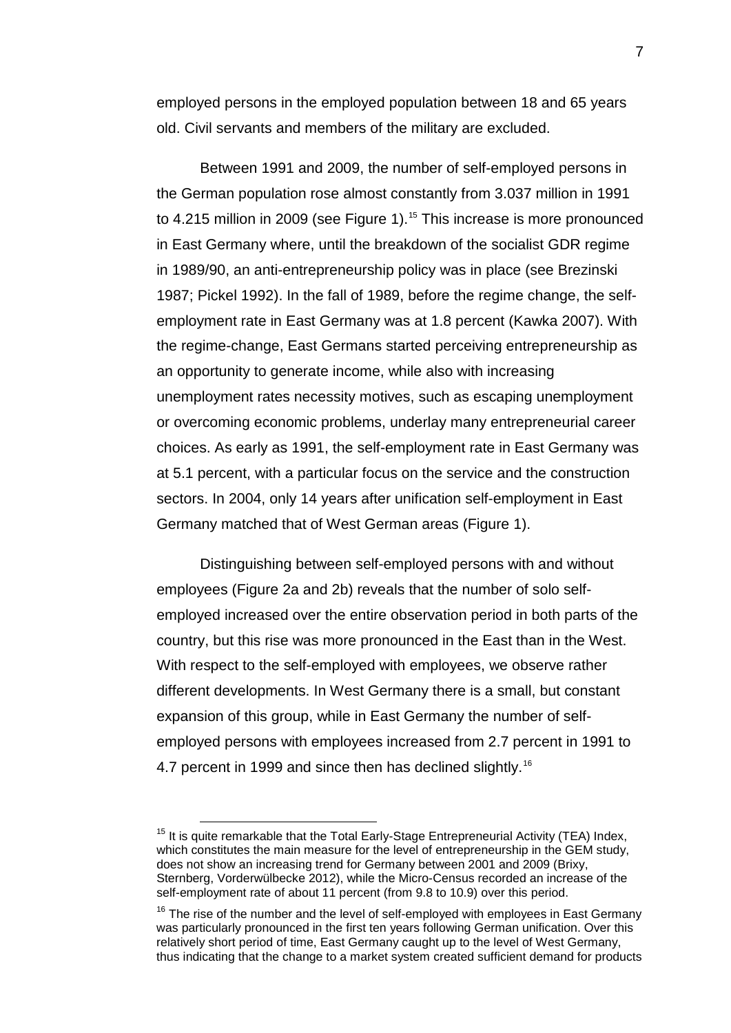employed persons in the employed population between 18 and 65 years old. Civil servants and members of the military are excluded.

Between 1991 and 2009, the number of self-employed persons in the German population rose almost constantly from 3.037 million in 1991 to 4.215 million in 2009 (see Figure 1).[15] This increase is more pronounced in East Germany where, until the breakdown of the socialist GDR regime in 1989/90, an anti-entrepreneurship policy was in place (see Brezinski 1987; Pickel 1992). In the fall of 1989, before the regime change, the self-employment rate in East Germany was at 1.8 percent (Kawka 2007). With the regime-change, East Germans started perceiving entrepreneurship as an opportunity to generate income, while also with increasing unemployment rates necessity motives, such as escaping unemployment or overcoming economic problems, underlay many entrepreneurial career choices. As early as 1991, the self-employment rate in East Germany was at 5.1 percent, with a particular focus on the service and the construction sectors. In 2004, only 14 years after unification self-employment in East Germany matched that of West German areas (Figure 1).

Distinguishing between self-employed persons with and without employees (Figure 2a and 2b) reveals that the number of solo self-employed increased over the entire observation period in both parts of the country, but this rise was more pronounced in the East than in the West. With respect to the self-employed with employees, we observe rather different developments. In West Germany there is a small, but constant expansion of this group, while in East Germany the number of self-employed persons with employees increased from 2.7 percent in 1991 to 4.7 percent in 1999 and since then has declined slightly.[16]

---

[15] It is quite remarkable that the Total Early-Stage Entrepreneurial Activity (TEA) Index, which constitutes the main measure for the level of entrepreneurship in the GEM study, does not show an increasing trend for Germany between 2001 and 2009 (Brixy, Sternberg, Vorderwülbecke 2012), while the Micro-Census recorded an increase of the self-employment rate of about 11 percent (from 9.8 to 10.9) over this period.

[16] The rise of the number and the level of self-employed with employees in East Germany was particularly pronounced in the first ten years following German unification. Over this relatively short period of time, East Germany caught up to the level of West Germany, thus indicating that the change to a market system created sufficient demand for products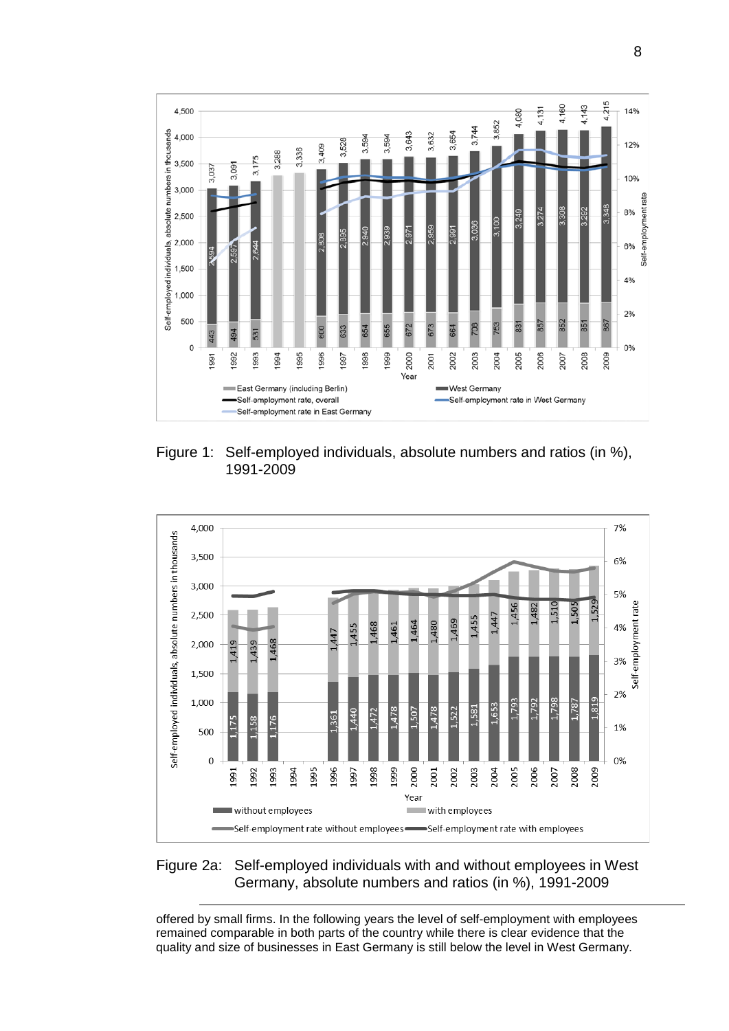Figure 1: Self-employed individuals, absolute numbers and ratios (in %), 1991-2009

Figure 2a: Self-employed individuals with and without employees in West Germany, absolute numbers and ratios (in %), 1991-2009

offered by small firms. In the following years the level of self-employment with employees remained comparable in both parts of the country while there is clear evidence that the quality and size of businesses in East Germany is still below the level in West Germany.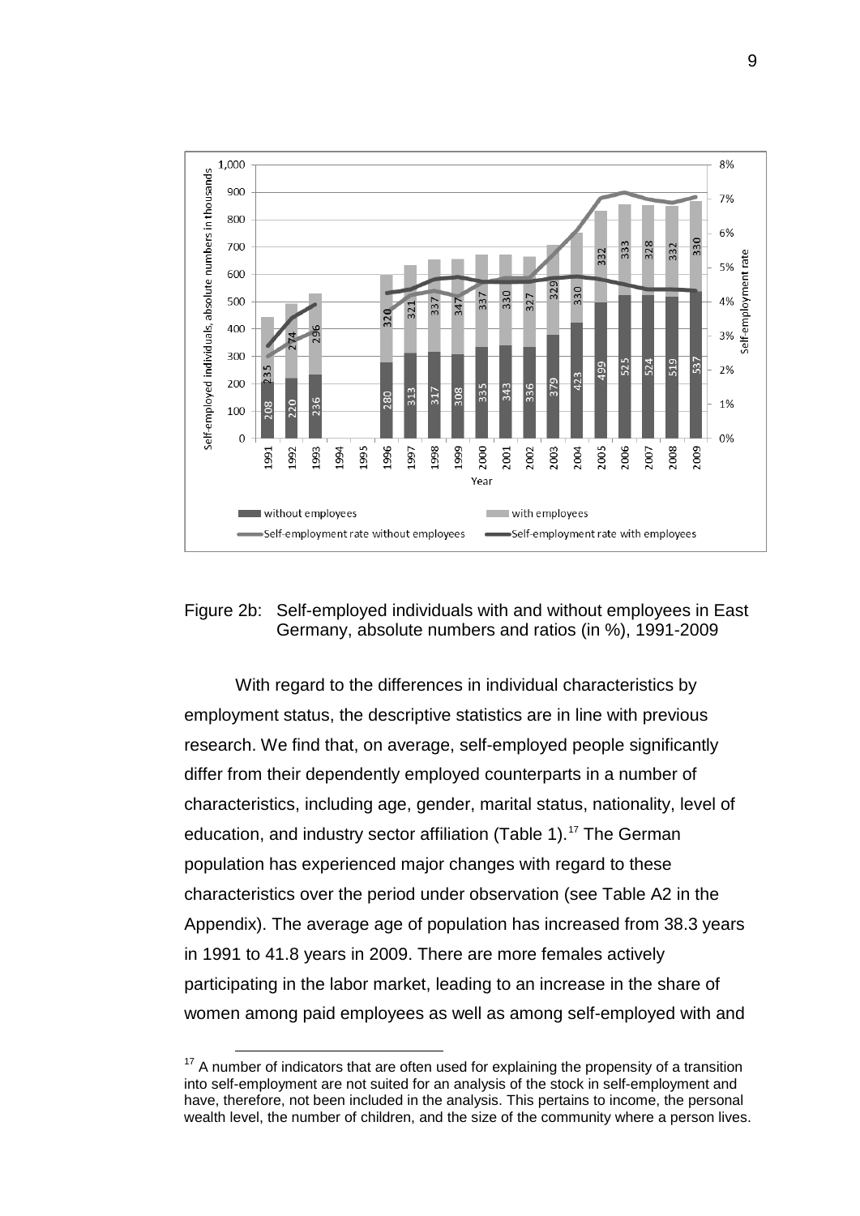Figure 2b: Self-employed individuals with and without employees in East Germany, absolute numbers and ratios (in %), 1991-2009

With regard to the differences in individual characteristics by employment status, the descriptive statistics are in line with previous research. We find that, on average, self-employed people significantly differ from their dependently employed counterparts in a number of characteristics, including age, gender, marital status, nationality, level of education, and industry sector affiliation (Table 1).[17] The German population has experienced major changes with regard to these characteristics over the period under observation (see Table A2 in the Appendix). The average age of population has increased from 38.3 years in 1991 to 41.8 years in 2009. There are more females actively participating in the labor market, leading to an increase in the share of women among paid employees as well as among self-employed with and

[17] A number of indicators that are often used for explaining the propensity of a transition into self-employment are not suited for an analysis of the stock in self-employment and have, therefore, not been included in the analysis. This pertains to income, the personal wealth level, the number of children, and the size of the community where a person lives.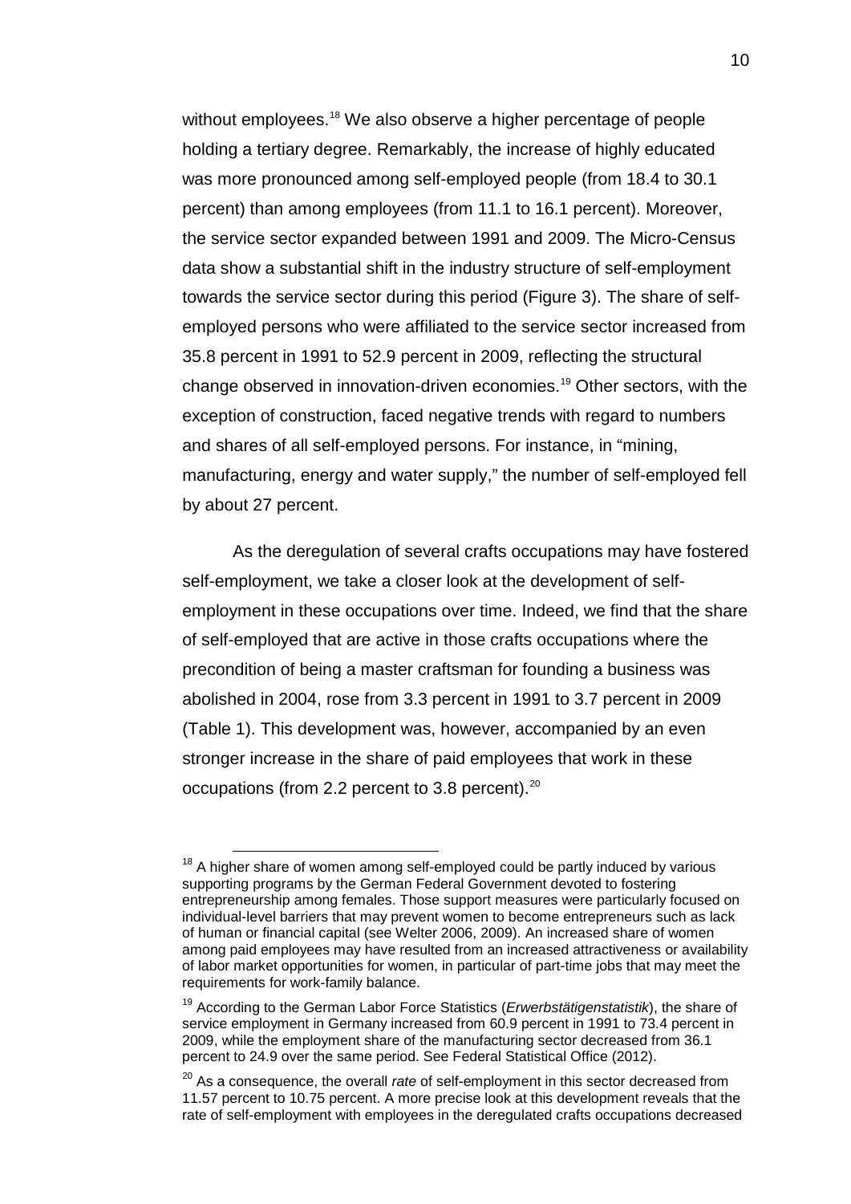without employees.[18] We also observe a higher percentage of people holding a tertiary degree. Remarkably, the increase of highly educated was more pronounced among self-employed people (from 18.4 to 30.1 percent) than among employees (from 11.1 to 16.1 percent). Moreover, the service sector expanded between 1991 and 2009. The Micro-Census data show a substantial shift in the industry structure of self-employment towards the service sector during this period (Figure 3). The share of self-employed persons who were affiliated to the service sector increased from 35.8 percent in 1991 to 52.9 percent in 2009, reflecting the structural change observed in innovation-driven economies.[19] Other sectors, with the exception of construction, faced negative trends with regard to numbers and shares of all self-employed persons. For instance, in "mining, manufacturing, energy and water supply," the number of self-employed fell by about 27 percent.

As the deregulation of several crafts occupations may have fostered self-employment, we take a closer look at the development of self-employment in these occupations over time. Indeed, we find that the share of self-employed that are active in those crafts occupations where the precondition of being a master craftsman for founding a business was abolished in 2004, rose from 3.3 percent in 1991 to 3.7 percent in 2009 (Table 1). This development was, however, accompanied by an even stronger increase in the share of paid employees that work in these occupations (from 2.2 percent to 3.8 percent).[20]

[18] A higher share of women among self-employed could be partly induced by various supporting programs by the German Federal Government devoted to fostering entrepreneurship among females. Those support measures were particularly focused on individual-level barriers that may prevent women to become entrepreneurs such as lack of human or financial capital (see Welter 2006, 2009). An increased share of women among paid employees may have resulted from an increased attractiveness or availability of labor market opportunities for women, in particular of part-time jobs that may meet the requirements for work-family balance.

[19] According to the German Labor Force Statistics (*Erwerbstätigenstatistik*), the share of service employment in Germany increased from 60.9 percent in 1991 to 73.4 percent in 2009, while the employment share of the manufacturing sector decreased from 36.1 percent to 24.9 over the same period. See Federal Statistical Office (2012).

[20] As a consequence, the overall *rate* of self-employment in this sector decreased from 11.57 percent to 10.75 percent. A more precise look at this development reveals that the rate of self-employment with employees in the deregulated crafts occupations decreased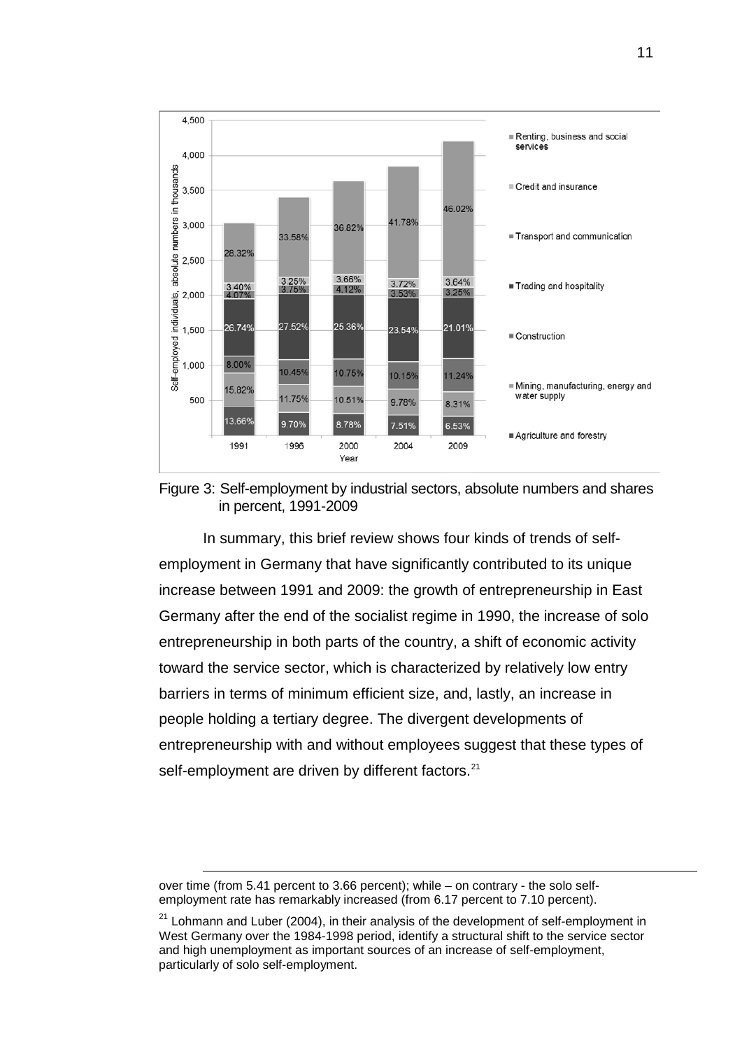Figure 3: Self-employment by industrial sectors, absolute numbers and shares in percent, 1991-2009

In summary, this brief review shows four kinds of trends of self-employment in Germany that have significantly contributed to its unique increase between 1991 and 2009: the growth of entrepreneurship in East Germany after the end of the socialist regime in 1990, the increase of solo entrepreneurship in both parts of the country, a shift of economic activity toward the service sector, which is characterized by relatively low entry barriers in terms of minimum efficient size, and, lastly, an increase in people holding a tertiary degree. The divergent developments of entrepreneurship with and without employees suggest that these types of self-employment are driven by different factors.[21]

---

over time (from 5.41 percent to 3.66 percent); while – on contrary - the solo self-employment rate has remarkably increased (from 6.17 percent to 7.10 percent).

[21] Lohmann and Luber (2004), in their analysis of the development of self-employment in West Germany over the 1984-1998 period, identify a structural shift to the service sector and high unemployment as important sources of an increase of self-employment, particularly of solo self-employment.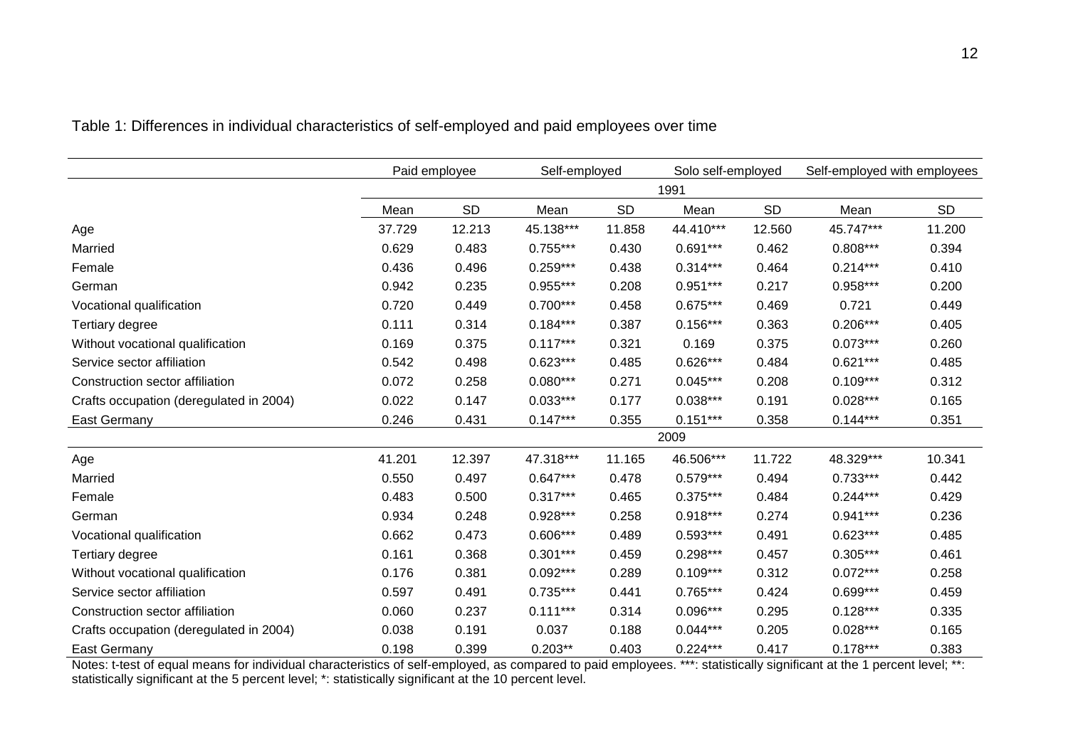Table 1: Differences in individual characteristics of self-employed and paid employees over time

| | Paid employee | | Self-employed | | Solo self-employed | | Self-employed with employees | |
|---|---|---|---|---|---|---|---|---|
| | 1991 | | | | | | | |
| | Mean | SD | Mean | SD | Mean | SD | Mean | SD |
| Age | 37.729 | 12.213 | 45.138*** | 11.858 | 44.410*** | 12.560 | 45.747*** | 11.200 |
| Married | 0.629 | 0.483 | 0.755*** | 0.430 | 0.691*** | 0.462 | 0.808*** | 0.394 |
| Female | 0.436 | 0.496 | 0.259*** | 0.438 | 0.314*** | 0.464 | 0.214*** | 0.410 |
| German | 0.942 | 0.235 | 0.955*** | 0.208 | 0.951*** | 0.217 | 0.958*** | 0.200 |
| Vocational qualification | 0.720 | 0.449 | 0.700*** | 0.458 | 0.675*** | 0.469 | 0.721 | 0.449 |
| Tertiary degree | 0.111 | 0.314 | 0.184*** | 0.387 | 0.156*** | 0.363 | 0.206*** | 0.405 |
| Without vocational qualification | 0.169 | 0.375 | 0.117*** | 0.321 | 0.169 | 0.375 | 0.073*** | 0.260 |
| Service sector affiliation | 0.542 | 0.498 | 0.623*** | 0.485 | 0.626*** | 0.484 | 0.621*** | 0.485 |
| Construction sector affiliation | 0.072 | 0.258 | 0.080*** | 0.271 | 0.045*** | 0.208 | 0.109*** | 0.312 |
| Crafts occupation (deregulated in 2004) | 0.022 | 0.147 | 0.033*** | 0.177 | 0.038*** | 0.191 | 0.028*** | 0.165 |
| East Germany | 0.246 | 0.431 | 0.147*** | 0.355 | 0.151*** | 0.358 | 0.144*** | 0.351 |
| | 2009 | | | | | | | |
| Age | 41.201 | 12.397 | 47.318*** | 11.165 | 46.506*** | 11.722 | 48.329*** | 10.341 |
| Married | 0.550 | 0.497 | 0.647*** | 0.478 | 0.579*** | 0.494 | 0.733*** | 0.442 |
| Female | 0.483 | 0.500 | 0.317*** | 0.465 | 0.375*** | 0.484 | 0.244*** | 0.429 |
| German | 0.934 | 0.248 | 0.928*** | 0.258 | 0.918*** | 0.274 | 0.941*** | 0.236 |
| Vocational qualification | 0.662 | 0.473 | 0.606*** | 0.489 | 0.593*** | 0.491 | 0.623*** | 0.485 |
| Tertiary degree | 0.161 | 0.368 | 0.301*** | 0.459 | 0.298*** | 0.457 | 0.305*** | 0.461 |
| Without vocational qualification | 0.176 | 0.381 | 0.092*** | 0.289 | 0.109*** | 0.312 | 0.072*** | 0.258 |
| Service sector affiliation | 0.597 | 0.491 | 0.735*** | 0.441 | 0.765*** | 0.424 | 0.699*** | 0.459 |
| Construction sector affiliation | 0.060 | 0.237 | 0.111*** | 0.314 | 0.096*** | 0.295 | 0.128*** | 0.335 |
| Crafts occupation (deregulated in 2004) | 0.038 | 0.191 | 0.037 | 0.188 | 0.044*** | 0.205 | 0.028*** | 0.165 |
| East Germany | 0.198 | 0.399 | 0.203** | 0.403 | 0.224*** | 0.417 | 0.178*** | 0.383 |

Notes: t-test of equal means for individual characteristics of self-employed, as compared to paid employees. ***: statistically significant at the 1 percent level; **: statistically significant at the 5 percent level; *: statistically significant at the 10 percent level.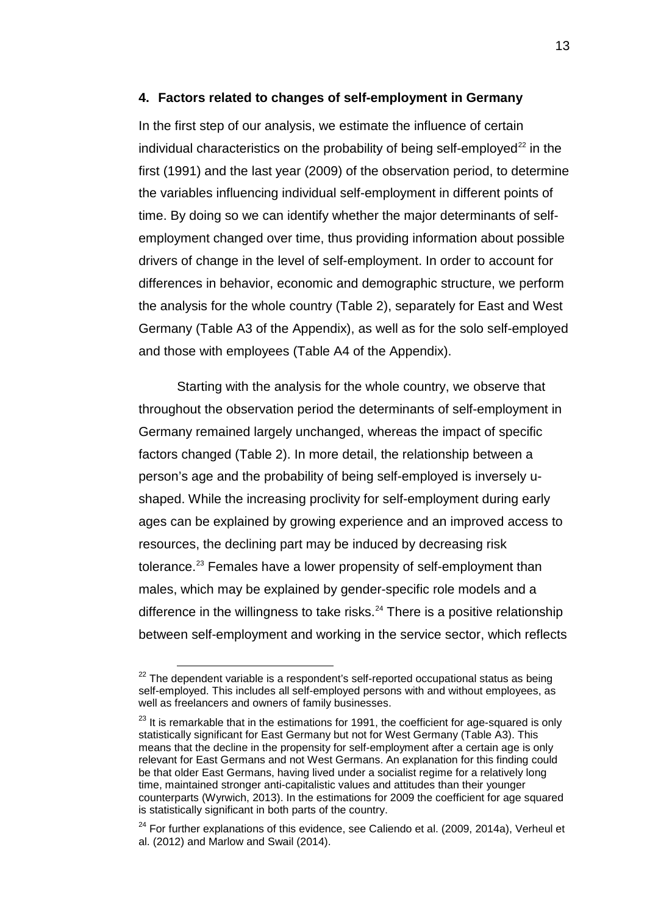## 4. Factors related to changes of self-employment in Germany

In the first step of our analysis, we estimate the influence of certain individual characteristics on the probability of being self-employed[22] in the first (1991) and the last year (2009) of the observation period, to determine the variables influencing individual self-employment in different points of time. By doing so we can identify whether the major determinants of self-employment changed over time, thus providing information about possible drivers of change in the level of self-employment. In order to account for differences in behavior, economic and demographic structure, we perform the analysis for the whole country (Table 2), separately for East and West Germany (Table A3 of the Appendix), as well as for the solo self-employed and those with employees (Table A4 of the Appendix).

Starting with the analysis for the whole country, we observe that throughout the observation period the determinants of self-employment in Germany remained largely unchanged, whereas the impact of specific factors changed (Table 2). In more detail, the relationship between a person's age and the probability of being self-employed is inversely u-shaped. While the increasing proclivity for self-employment during early ages can be explained by growing experience and an improved access to resources, the declining part may be induced by decreasing risk tolerance.[23] Females have a lower propensity of self-employment than males, which may be explained by gender-specific role models and a difference in the willingness to take risks.[24] There is a positive relationship between self-employment and working in the service sector, which reflects

---

[22] The dependent variable is a respondent's self-reported occupational status as being self-employed. This includes all self-employed persons with and without employees, as well as freelancers and owners of family businesses.

[23] It is remarkable that in the estimations for 1991, the coefficient for age-squared is only statistically significant for East Germany but not for West Germany (Table A3). This means that the decline in the propensity for self-employment after a certain age is only relevant for East Germans and not West Germans. An explanation for this finding could be that older East Germans, having lived under a socialist regime for a relatively long time, maintained stronger anti-capitalistic values and attitudes than their younger counterparts (Wyrwich, 2013). In the estimations for 2009 the coefficient for age squared is statistically significant in both parts of the country.

[24] For further explanations of this evidence, see Caliendo et al. (2009, 2014a), Verheul et al. (2012) and Marlow and Swail (2014).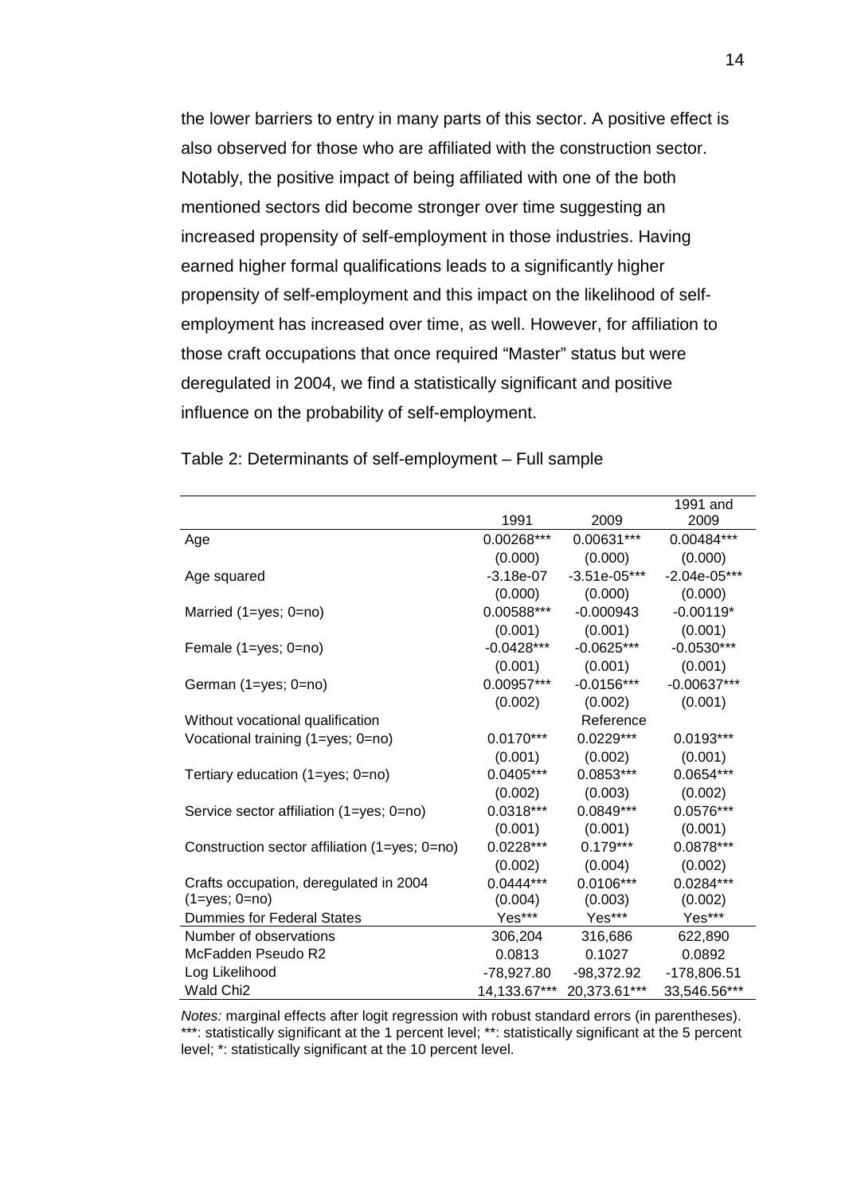the lower barriers to entry in many parts of this sector. A positive effect is also observed for those who are affiliated with the construction sector. Notably, the positive impact of being affiliated with one of the both mentioned sectors did become stronger over time suggesting an increased propensity of self-employment in those industries. Having earned higher formal qualifications leads to a significantly higher propensity of self-employment and this impact on the likelihood of self-employment has increased over time, as well. However, for affiliation to those craft occupations that once required "Master" status but were deregulated in 2004, we find a statistically significant and positive influence on the probability of self-employment.

Table 2: Determinants of self-employment – Full sample

| | 1991 | 2009 | 1991 and 2009 |
|---|---|---|---|
| Age | 0.00268*** | 0.00631*** | 0.00484*** |
| | (0.000) | (0.000) | (0.000) |
| Age squared | -3.18e-07 | -3.51e-05*** | -2.04e-05*** |
| | (0.000) | (0.000) | (0.000) |
| Married (1=yes; 0=no) | 0.00588*** | -0.000943 | -0.00119* |
| | (0.001) | (0.001) | (0.001) |
| Female (1=yes; 0=no) | -0.0428*** | -0.0625*** | -0.0530*** |
| | (0.001) | (0.001) | (0.001) |
| German (1=yes; 0=no) | 0.00957*** | -0.0156*** | -0.00637*** |
| | (0.002) | (0.002) | (0.001) |
| Without vocational qualification | | Reference | |
| Vocational training (1=yes; 0=no) | 0.0170*** | 0.0229*** | 0.0193*** |
| | (0.001) | (0.002) | (0.001) |
| Tertiary education (1=yes; 0=no) | 0.0405*** | 0.0853*** | 0.0654*** |
| | (0.002) | (0.003) | (0.002) |
| Service sector affiliation (1=yes; 0=no) | 0.0318*** | 0.0849*** | 0.0576*** |
| | (0.001) | (0.001) | (0.001) |
| Construction sector affiliation (1=yes; 0=no) | 0.0228*** | 0.179*** | 0.0878*** |
| | (0.002) | (0.004) | (0.002) |
| Crafts occupation, deregulated in 2004 (1=yes; 0=no) | 0.0444*** | 0.0106*** | 0.0284*** |
| | (0.004) | (0.003) | (0.002) |
| Dummies for Federal States | Yes*** | Yes*** | Yes*** |
| Number of observations | 306,204 | 316,686 | 622,890 |
| McFadden Pseudo R2 | 0.0813 | 0.1027 | 0.0892 |
| Log Likelihood | -78,927.80 | -98,372.92 | -178,806.51 |
| Wald Chi2 | 14,133.67*** | 20,373.61*** | 33,546.56*** |

*Notes:* marginal effects after logit regression with robust standard errors (in parentheses). ***: statistically significant at the 1 percent level; **: statistically significant at the 5 percent level; *: statistically significant at the 10 percent level.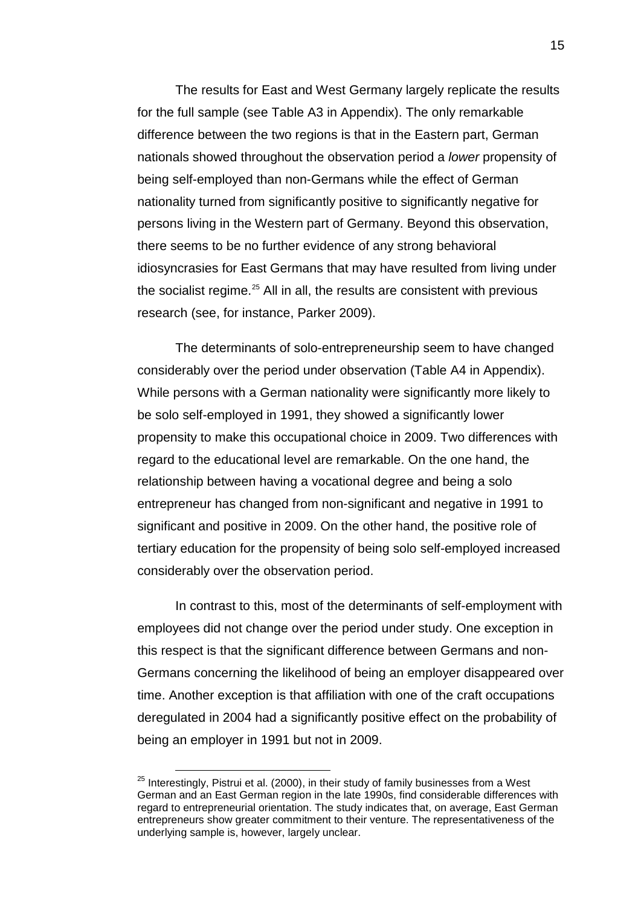The results for East and West Germany largely replicate the results for the full sample (see Table A3 in Appendix). The only remarkable difference between the two regions is that in the Eastern part, German nationals showed throughout the observation period a *lower* propensity of being self-employed than non-Germans while the effect of German nationality turned from significantly positive to significantly negative for persons living in the Western part of Germany. Beyond this observation, there seems to be no further evidence of any strong behavioral idiosyncrasies for East Germans that may have resulted from living under the socialist regime.[25] All in all, the results are consistent with previous research (see, for instance, Parker 2009).

The determinants of solo-entrepreneurship seem to have changed considerably over the period under observation (Table A4 in Appendix). While persons with a German nationality were significantly more likely to be solo self-employed in 1991, they showed a significantly lower propensity to make this occupational choice in 2009. Two differences with regard to the educational level are remarkable. On the one hand, the relationship between having a vocational degree and being a solo entrepreneur has changed from non-significant and negative in 1991 to significant and positive in 2009. On the other hand, the positive role of tertiary education for the propensity of being solo self-employed increased considerably over the observation period.

In contrast to this, most of the determinants of self-employment with employees did not change over the period under study. One exception in this respect is that the significant difference between Germans and non-Germans concerning the likelihood of being an employer disappeared over time. Another exception is that affiliation with one of the craft occupations deregulated in 2004 had a significantly positive effect on the probability of being an employer in 1991 but not in 2009.

---

[25] Interestingly, Pistrui et al. (2000), in their study of family businesses from a West German and an East German region in the late 1990s, find considerable differences with regard to entrepreneurial orientation. The study indicates that, on average, East German entrepreneurs show greater commitment to their venture. The representativeness of the underlying sample is, however, largely unclear.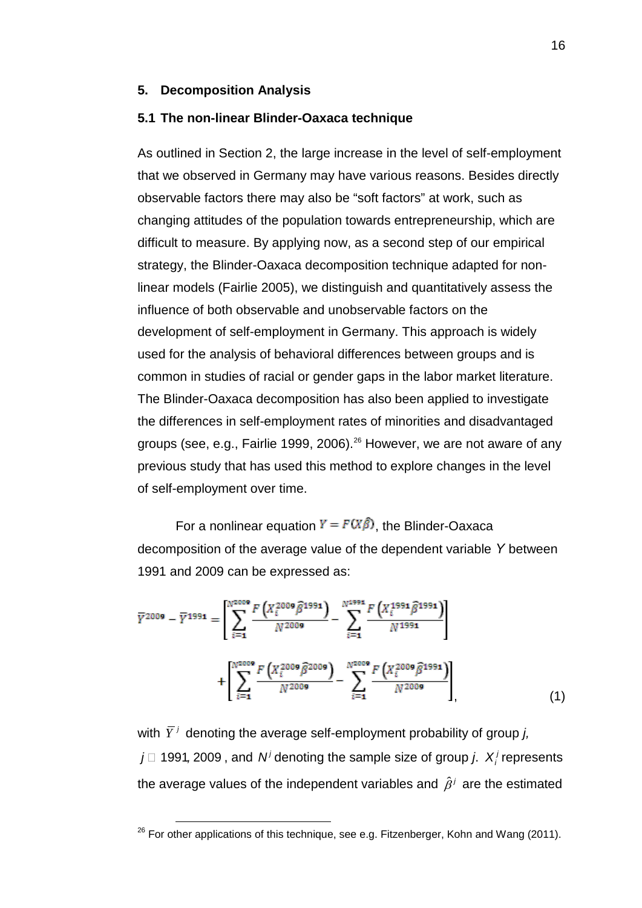## 5. Decomposition Analysis

### 5.1 The non-linear Blinder-Oaxaca technique

As outlined in Section 2, the large increase in the level of self-employment that we observed in Germany may have various reasons. Besides directly observable factors there may also be "soft factors" at work, such as changing attitudes of the population towards entrepreneurship, which are difficult to measure. By applying now, as a second step of our empirical strategy, the Blinder-Oaxaca decomposition technique adapted for non-linear models (Fairlie 2005), we distinguish and quantitatively assess the influence of both observable and unobservable factors on the development of self-employment in Germany. This approach is widely used for the analysis of behavioral differences between groups and is common in studies of racial or gender gaps in the labor market literature. The Blinder-Oaxaca decomposition has also been applied to investigate the differences in self-employment rates of minorities and disadvantaged groups (see, e.g., Fairlie 1999, 2006).[26] However, we are not aware of any previous study that has used this method to explore changes in the level of self-employment over time.

For a nonlinear equation $Y = F(X\hat{\beta})$, the Blinder-Oaxaca decomposition of the average value of the dependent variable $Y$ between 1991 and 2009 can be expressed as:

$$\bar{Y}^{2009} - \bar{Y}^{1991} = \left[ \sum_{i=1}^{N^{2009}} \frac{F\left(X_i^{2009}\hat{\beta}^{1991}\right)}{N^{2009}} - \sum_{i=1}^{N^{1991}} \frac{F\left(X_i^{1991}\hat{\beta}^{1991}\right)}{N^{1991}} \right] + \left[ \sum_{i=1}^{N^{2009}} \frac{F\left(X_i^{2009}\hat{\beta}^{2009}\right)}{N^{2009}} - \sum_{i=1}^{N^{2009}} \frac{F\left(X_i^{2009}\hat{\beta}^{1991}\right)}{N^{2009}} \right], \tag{1}$$

with $\bar{Y}^{j}$ denoting the average self-employment probability of group *j*, $j \in 1991, 2009$, and $N^j$ denoting the sample size of group *j*. $X_i^j$ represents the average values of the independent variables and $\hat{\beta}^j$ are the estimated

[26] For other applications of this technique, see e.g. Fitzenberger, Kohn and Wang (2011).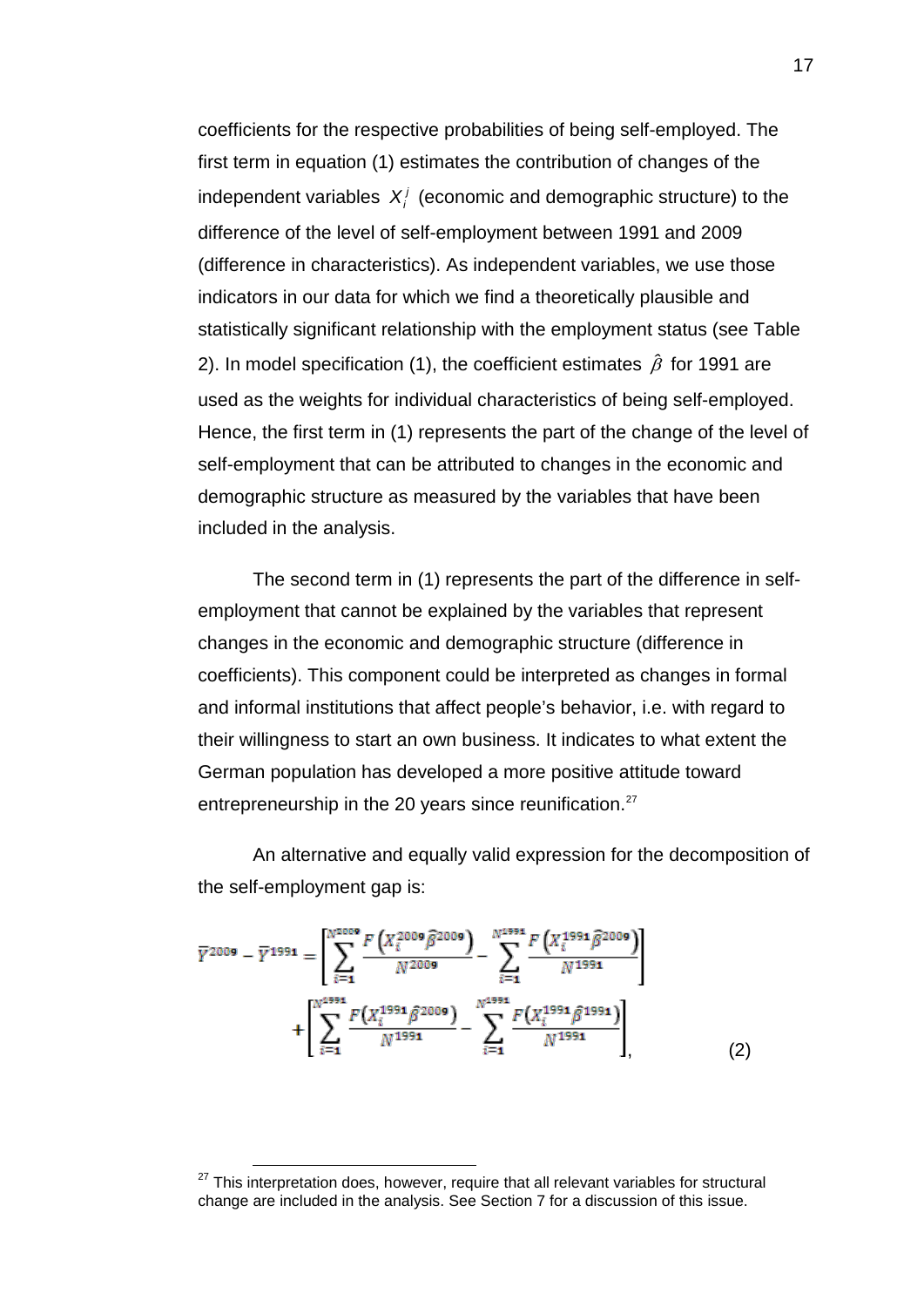coefficients for the respective probabilities of being self-employed. The first term in equation (1) estimates the contribution of changes of the independent variables $X_i^j$ (economic and demographic structure) to the difference of the level of self-employment between 1991 and 2009 (difference in characteristics). As independent variables, we use those indicators in our data for which we find a theoretically plausible and statistically significant relationship with the employment status (see Table 2). In model specification (1), the coefficient estimates $\hat{\beta}$ for 1991 are used as the weights for individual characteristics of being self-employed. Hence, the first term in (1) represents the part of the change of the level of self-employment that can be attributed to changes in the economic and demographic structure as measured by the variables that have been included in the analysis.

The second term in (1) represents the part of the difference in self-employment that cannot be explained by the variables that represent changes in the economic and demographic structure (difference in coefficients). This component could be interpreted as changes in formal and informal institutions that affect people's behavior, i.e. with regard to their willingness to start an own business. It indicates to what extent the German population has developed a more positive attitude toward entrepreneurship in the 20 years since reunification.[27]

An alternative and equally valid expression for the decomposition of the self-employment gap is:

$$\bar{Y}^{2009} - \bar{Y}^{1991} = \left[ \sum_{i=1}^{N^{2009}} \frac{F\left(X_i^{2009} \hat{\beta}^{2009}\right)}{N^{2009}} - \sum_{i=1}^{N^{1991}} \frac{F\left(X_i^{1991} \hat{\beta}^{2009}\right)}{N^{1991}} \right] + \left[ \sum_{i=1}^{N^{1991}} \frac{F\left(X_i^{1991} \hat{\beta}^{2009}\right)}{N^{1991}} - \sum_{i=1}^{N^{1991}} \frac{F\left(X_i^{1991} \hat{\beta}^{1991}\right)}{N^{1991}} \right], \qquad (2)$$

[27] This interpretation does, however, require that all relevant variables for structural change are included in the analysis. See Section 7 for a discussion of this issue.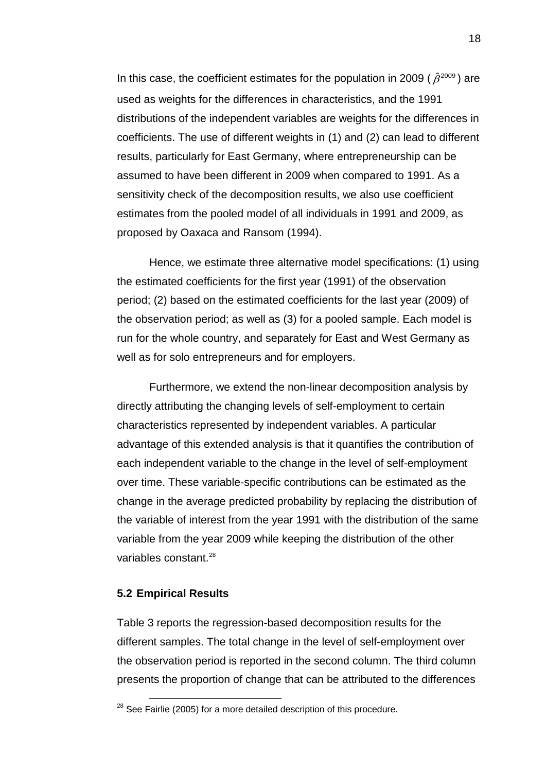In this case, the coefficient estimates for the population in 2009 ( $\hat{\beta}^{2009}$ ) are used as weights for the differences in characteristics, and the 1991 distributions of the independent variables are weights for the differences in coefficients. The use of different weights in (1) and (2) can lead to different results, particularly for East Germany, where entrepreneurship can be assumed to have been different in 2009 when compared to 1991. As a sensitivity check of the decomposition results, we also use coefficient estimates from the pooled model of all individuals in 1991 and 2009, as proposed by Oaxaca and Ransom (1994).

Hence, we estimate three alternative model specifications: (1) using the estimated coefficients for the first year (1991) of the observation period; (2) based on the estimated coefficients for the last year (2009) of the observation period; as well as (3) for a pooled sample. Each model is run for the whole country, and separately for East and West Germany as well as for solo entrepreneurs and for employers.

Furthermore, we extend the non-linear decomposition analysis by directly attributing the changing levels of self-employment to certain characteristics represented by independent variables. A particular advantage of this extended analysis is that it quantifies the contribution of each independent variable to the change in the level of self-employment over time. These variable-specific contributions can be estimated as the change in the average predicted probability by replacing the distribution of the variable of interest from the year 1991 with the distribution of the same variable from the year 2009 while keeping the distribution of the other variables constant.[28]

### 5.2 Empirical Results

Table 3 reports the regression-based decomposition results for the different samples. The total change in the level of self-employment over the observation period is reported in the second column. The third column presents the proportion of change that can be attributed to the differences

[28] See Fairlie (2005) for a more detailed description of this procedure.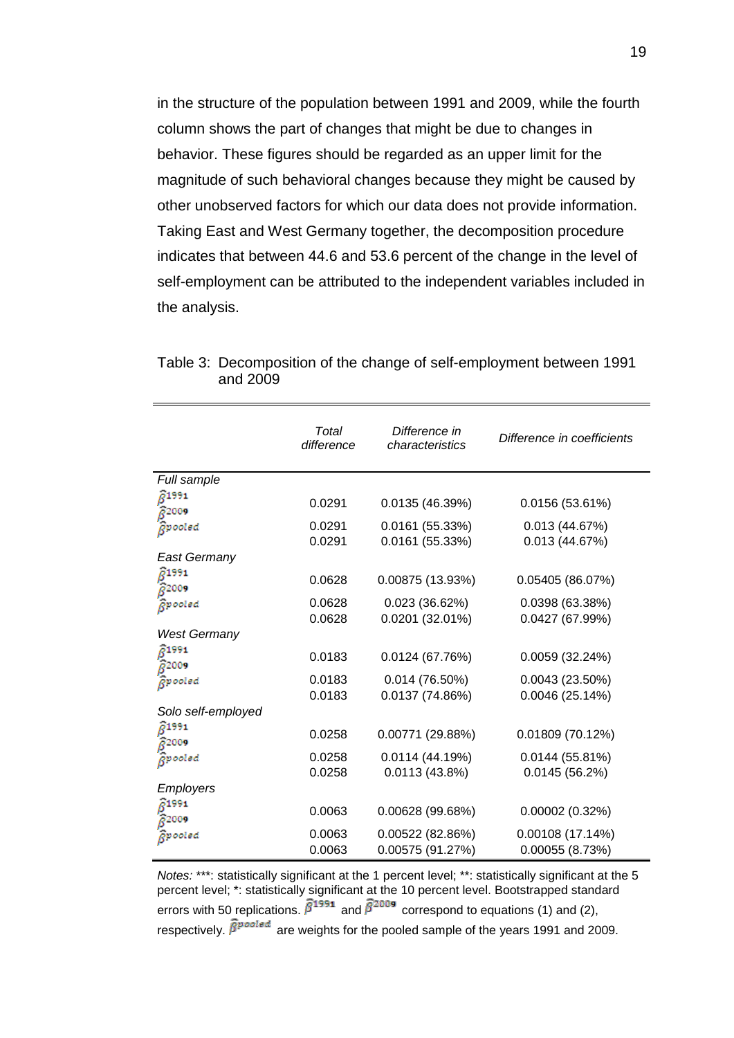in the structure of the population between 1991 and 2009, while the fourth column shows the part of changes that might be due to changes in behavior. These figures should be regarded as an upper limit for the magnitude of such behavioral changes because they might be caused by other unobserved factors for which our data does not provide information. Taking East and West Germany together, the decomposition procedure indicates that between 44.6 and 53.6 percent of the change in the level of self-employment can be attributed to the independent variables included in the analysis.

Table 3: Decomposition of the change of self-employment between 1991 and 2009

| | *Total difference* | *Difference in characteristics* | *Difference in coefficients* |
|---|---|---|---|
| *Full sample* | | | |
| $\hat{\beta}^{1991}$ | 0.0291 | 0.0135 (46.39%) | 0.0156 (53.61%) |
| $\hat{\beta}^{2009}$ | 0.0291 | 0.0161 (55.33%) | 0.013 (44.67%) |
| $\hat{\beta}^{pooled}$ | 0.0291 | 0.0161 (55.33%) | 0.013 (44.67%) |
| *East Germany* | | | |
| $\hat{\beta}^{1991}$ | 0.0628 | 0.00875 (13.93%) | 0.05405 (86.07%) |
| $\hat{\beta}^{2009}$ | 0.0628 | 0.023 (36.62%) | 0.0398 (63.38%) |
| $\hat{\beta}^{pooled}$ | 0.0628 | 0.0201 (32.01%) | 0.0427 (67.99%) |
| *West Germany* | | | |
| $\hat{\beta}^{1991}$ | 0.0183 | 0.0124 (67.76%) | 0.0059 (32.24%) |
| $\hat{\beta}^{2009}$ | 0.0183 | 0.014 (76.50%) | 0.0043 (23.50%) |
| $\hat{\beta}^{pooled}$ | 0.0183 | 0.0137 (74.86%) | 0.0046 (25.14%) |
| *Solo self-employed* | | | |
| $\hat{\beta}^{1991}$ | 0.0258 | 0.00771 (29.88%) | 0.01809 (70.12%) |
| $\hat{\beta}^{2009}$ | 0.0258 | 0.0114 (44.19%) | 0.0144 (55.81%) |
| $\hat{\beta}^{pooled}$ | 0.0258 | 0.0113 (43.8%) | 0.0145 (56.2%) |
| *Employers* | | | |
| $\hat{\beta}^{1991}$ | 0.0063 | 0.00628 (99.68%) | 0.00002 (0.32%) |
| $\hat{\beta}^{2009}$ | 0.0063 | 0.00522 (82.86%) | 0.00108 (17.14%) |
| $\hat{\beta}^{pooled}$ | 0.0063 | 0.00575 (91.27%) | 0.00055 (8.73%) |

*Notes:* ***: statistically significant at the 1 percent level; **: statistically significant at the 5 percent level; *: statistically significant at the 10 percent level. Bootstrapped standard errors with 50 replications. $\hat{\beta}^{1991}$ and $\hat{\beta}^{2009}$ correspond to equations (1) and (2), respectively. $\hat{\beta}^{pooled}$ are weights for the pooled sample of the years 1991 and 2009.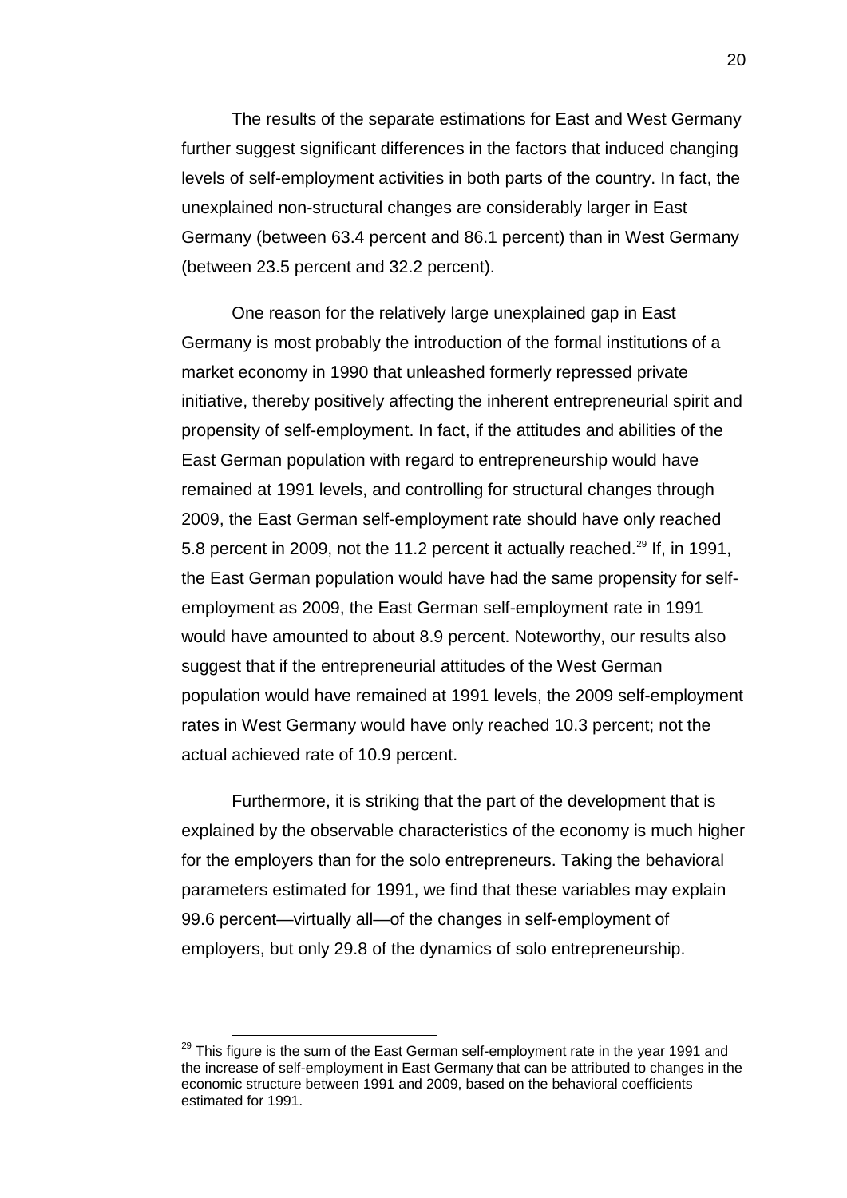The results of the separate estimations for East and West Germany further suggest significant differences in the factors that induced changing levels of self-employment activities in both parts of the country. In fact, the unexplained non-structural changes are considerably larger in East Germany (between 63.4 percent and 86.1 percent) than in West Germany (between 23.5 percent and 32.2 percent).

One reason for the relatively large unexplained gap in East Germany is most probably the introduction of the formal institutions of a market economy in 1990 that unleashed formerly repressed private initiative, thereby positively affecting the inherent entrepreneurial spirit and propensity of self-employment. In fact, if the attitudes and abilities of the East German population with regard to entrepreneurship would have remained at 1991 levels, and controlling for structural changes through 2009, the East German self-employment rate should have only reached 5.8 percent in 2009, not the 11.2 percent it actually reached.[29] If, in 1991, the East German population would have had the same propensity for self-employment as 2009, the East German self-employment rate in 1991 would have amounted to about 8.9 percent. Noteworthy, our results also suggest that if the entrepreneurial attitudes of the West German population would have remained at 1991 levels, the 2009 self-employment rates in West Germany would have only reached 10.3 percent; not the actual achieved rate of 10.9 percent.

Furthermore, it is striking that the part of the development that is explained by the observable characteristics of the economy is much higher for the employers than for the solo entrepreneurs. Taking the behavioral parameters estimated for 1991, we find that these variables may explain 99.6 percent—virtually all—of the changes in self-employment of employers, but only 29.8 of the dynamics of solo entrepreneurship.

[29] This figure is the sum of the East German self-employment rate in the year 1991 and the increase of self-employment in East Germany that can be attributed to changes in the economic structure between 1991 and 2009, based on the behavioral coefficients estimated for 1991.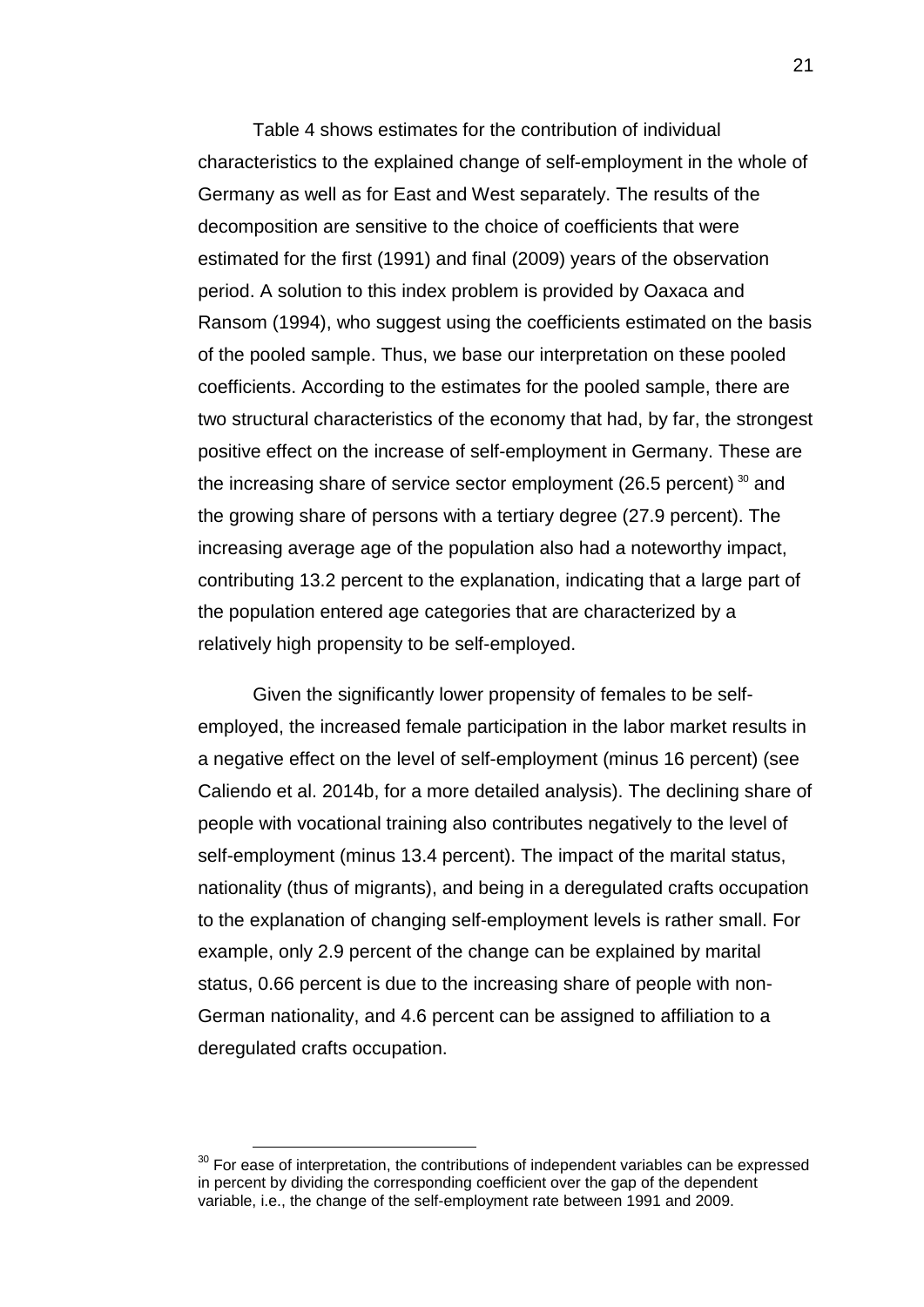Table 4 shows estimates for the contribution of individual characteristics to the explained change of self-employment in the whole of Germany as well as for East and West separately. The results of the decomposition are sensitive to the choice of coefficients that were estimated for the first (1991) and final (2009) years of the observation period. A solution to this index problem is provided by Oaxaca and Ransom (1994), who suggest using the coefficients estimated on the basis of the pooled sample. Thus, we base our interpretation on these pooled coefficients. According to the estimates for the pooled sample, there are two structural characteristics of the economy that had, by far, the strongest positive effect on the increase of self-employment in Germany. These are the increasing share of service sector employment (26.5 percent) [30] and the growing share of persons with a tertiary degree (27.9 percent). The increasing average age of the population also had a noteworthy impact, contributing 13.2 percent to the explanation, indicating that a large part of the population entered age categories that are characterized by a relatively high propensity to be self-employed.

Given the significantly lower propensity of females to be self-employed, the increased female participation in the labor market results in a negative effect on the level of self-employment (minus 16 percent) (see Caliendo et al. 2014b, for a more detailed analysis). The declining share of people with vocational training also contributes negatively to the level of self-employment (minus 13.4 percent). The impact of the marital status, nationality (thus of migrants), and being in a deregulated crafts occupation to the explanation of changing self-employment levels is rather small. For example, only 2.9 percent of the change can be explained by marital status, 0.66 percent is due to the increasing share of people with non-German nationality, and 4.6 percent can be assigned to affiliation to a deregulated crafts occupation.

---

[30] For ease of interpretation, the contributions of independent variables can be expressed in percent by dividing the corresponding coefficient over the gap of the dependent variable, i.e., the change of the self-employment rate between 1991 and 2009.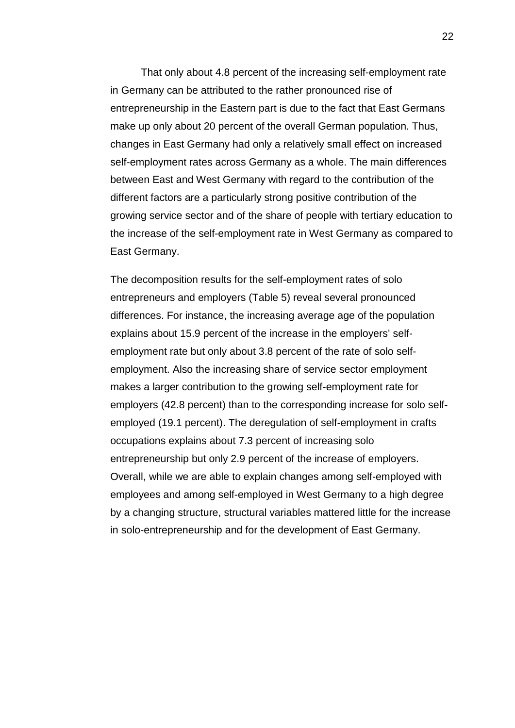That only about 4.8 percent of the increasing self-employment rate in Germany can be attributed to the rather pronounced rise of entrepreneurship in the Eastern part is due to the fact that East Germans make up only about 20 percent of the overall German population. Thus, changes in East Germany had only a relatively small effect on increased self-employment rates across Germany as a whole. The main differences between East and West Germany with regard to the contribution of the different factors are a particularly strong positive contribution of the growing service sector and of the share of people with tertiary education to the increase of the self-employment rate in West Germany as compared to East Germany.

The decomposition results for the self-employment rates of solo entrepreneurs and employers (Table 5) reveal several pronounced differences. For instance, the increasing average age of the population explains about 15.9 percent of the increase in the employers' self-employment rate but only about 3.8 percent of the rate of solo self-employment. Also the increasing share of service sector employment makes a larger contribution to the growing self-employment rate for employers (42.8 percent) than to the corresponding increase for solo self-employed (19.1 percent). The deregulation of self-employment in crafts occupations explains about 7.3 percent of increasing solo entrepreneurship but only 2.9 percent of the increase of employers. Overall, while we are able to explain changes among self-employed with employees and among self-employed in West Germany to a high degree by a changing structure, structural variables mattered little for the increase in solo-entrepreneurship and for the development of East Germany.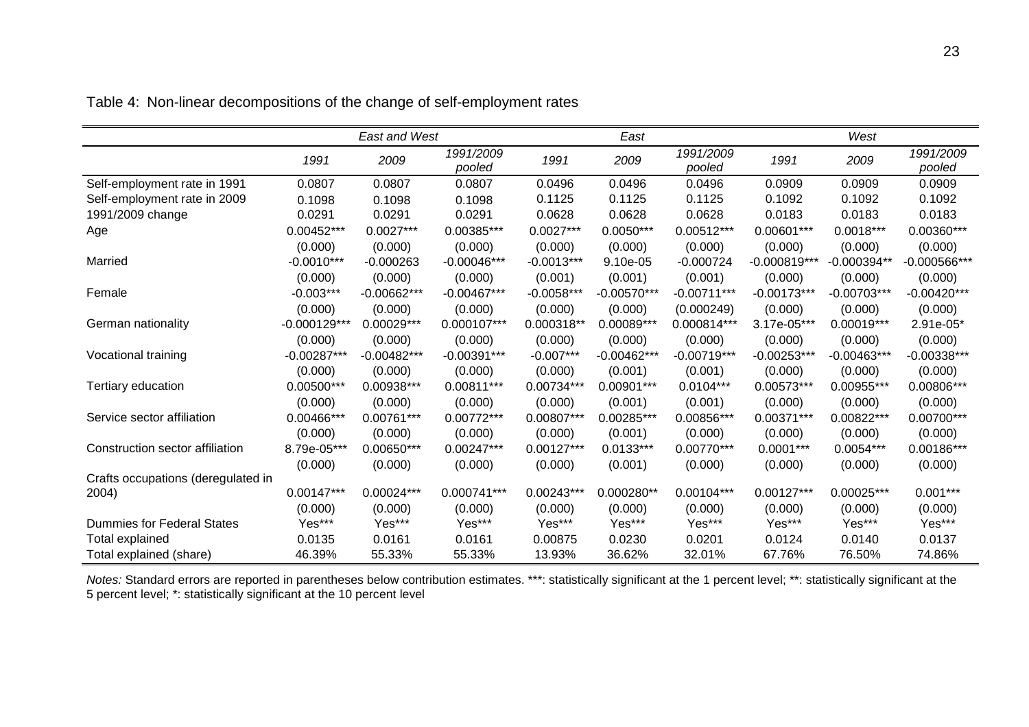Table 4: Non-linear decompositions of the change of self-employment rates

| | *East and West* | | | *East* | | | *West* | | |
|---|---|---|---|---|---|---|---|---|---|
| | *1991* | *2009* | *1991/2009 pooled* | *1991* | *2009* | *1991/2009 pooled* | *1991* | *2009* | *1991/2009 pooled* |
| Self-employment rate in 1991 | 0.0807 | 0.0807 | 0.0807 | 0.0496 | 0.0496 | 0.0496 | 0.0909 | 0.0909 | 0.0909 |
| Self-employment rate in 2009 | 0.1098 | 0.1098 | 0.1098 | 0.1125 | 0.1125 | 0.1125 | 0.1092 | 0.1092 | 0.1092 |
| 1991/2009 change | 0.0291 | 0.0291 | 0.0291 | 0.0628 | 0.0628 | 0.0628 | 0.0183 | 0.0183 | 0.0183 |
| Age | 0.00452*** | 0.0027*** | 0.00385*** | 0.0027*** | 0.0050*** | 0.00512*** | 0.00601*** | 0.0018*** | 0.00360*** |
| | (0.000) | (0.000) | (0.000) | (0.000) | (0.000) | (0.000) | (0.000) | (0.000) | (0.000) |
| Married | -0.0010*** | -0.000263 | -0.00046*** | -0.0013*** | 9.10e-05 | -0.000724 | -0.000819*** | -0.000394** | -0.000566*** |
| | (0.000) | (0.000) | (0.000) | (0.001) | (0.001) | (0.001) | (0.000) | (0.000) | (0.000) |
| Female | -0.003*** | -0.00662*** | -0.00467*** | -0.0058*** | -0.00570*** | -0.00711*** | -0.00173*** | -0.00703*** | -0.00420*** |
| | (0.000) | (0.000) | (0.000) | (0.000) | (0.000) | (0.000249) | (0.000) | (0.000) | (0.000) |
| German nationality | -0.000129*** | 0.00029*** | 0.000107*** | 0.000318** | 0.00089*** | 0.000814*** | 3.17e-05*** | 0.00019*** | 2.91e-05* |
| | (0.000) | (0.000) | (0.000) | (0.000) | (0.000) | (0.000) | (0.000) | (0.000) | (0.000) |
| Vocational training | -0.00287*** | -0.00482*** | -0.00391*** | -0.007*** | -0.00462*** | -0.00719*** | -0.00253*** | -0.00463*** | -0.00338*** |
| | (0.000) | (0.000) | (0.000) | (0.000) | (0.001) | (0.001) | (0.000) | (0.000) | (0.000) |
| Tertiary education | 0.00500*** | 0.00938*** | 0.00811*** | 0.00734*** | 0.00901*** | 0.0104*** | 0.00573*** | 0.00955*** | 0.00806*** |
| | (0.000) | (0.000) | (0.000) | (0.000) | (0.001) | (0.001) | (0.000) | (0.000) | (0.000) |
| Service sector affiliation | 0.00466*** | 0.00761*** | 0.00772*** | 0.00807*** | 0.00285*** | 0.00856*** | 0.00371*** | 0.00822*** | 0.00700*** |
| | (0.000) | (0.000) | (0.000) | (0.000) | (0.001) | (0.000) | (0.000) | (0.000) | (0.000) |
| Construction sector affiliation | 8.79e-05*** | 0.00650*** | 0.00247*** | 0.00127*** | 0.0133*** | 0.00770*** | 0.0001*** | 0.0054*** | 0.00186*** |
| | (0.000) | (0.000) | (0.000) | (0.000) | (0.001) | (0.000) | (0.000) | (0.000) | (0.000) |
| Crafts occupations (deregulated in 2004) | 0.00147*** | 0.00024*** | 0.000741*** | 0.00243*** | 0.000280** | 0.00104*** | 0.00127*** | 0.00025*** | 0.001*** |
| | (0.000) | (0.000) | (0.000) | (0.000) | (0.000) | (0.000) | (0.000) | (0.000) | (0.000) |
| Dummies for Federal States | Yes*** | Yes*** | Yes*** | Yes*** | Yes*** | Yes*** | Yes*** | Yes*** | Yes*** |
| Total explained | 0.0135 | 0.0161 | 0.0161 | 0.00875 | 0.0230 | 0.0201 | 0.0124 | 0.0140 | 0.0137 |
| Total explained (share) | 46.39% | 55.33% | 55.33% | 13.93% | 36.62% | 32.01% | 67.76% | 76.50% | 74.86% |

*Notes:* Standard errors are reported in parentheses below contribution estimates. ***: statistically significant at the 1 percent level; **: statistically significant at the 5 percent level; *: statistically significant at the 10 percent level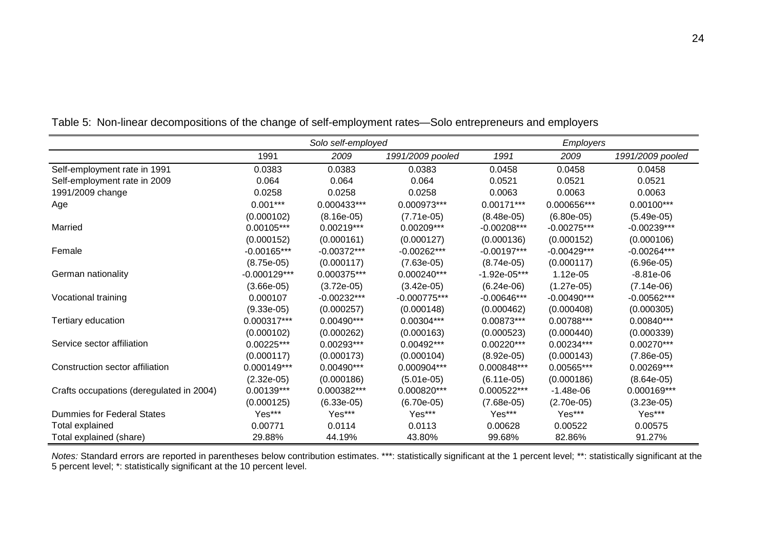Table 5: Non-linear decompositions of the change of self-employment rates—Solo entrepreneurs and employers

| | *Solo self-employed* | | | *Employers* | | |
|---|---|---|---|---|---|---|
| | 1991 | *2009* | *1991/2009 pooled* | *1991* | *2009* | *1991/2009 pooled* |
| Self-employment rate in 1991 | 0.0383 | 0.0383 | 0.0383 | 0.0458 | 0.0458 | 0.0458 |
| Self-employment rate in 2009 | 0.064 | 0.064 | 0.064 | 0.0521 | 0.0521 | 0.0521 |
| 1991/2009 change | 0.0258 | 0.0258 | 0.0258 | 0.0063 | 0.0063 | 0.0063 |
| Age | 0.001*** | 0.000433*** | 0.000973*** | 0.00171*** | 0.000656*** | 0.00100*** |
| | (0.000102) | (8.16e-05) | (7.71e-05) | (8.48e-05) | (6.80e-05) | (5.49e-05) |
| Married | 0.00105*** | 0.00219*** | 0.00209*** | -0.00208*** | -0.00275*** | -0.00239*** |
| | (0.000152) | (0.000161) | (0.000127) | (0.000136) | (0.000152) | (0.000106) |
| Female | -0.00165*** | -0.00372*** | -0.00262*** | -0.00197*** | -0.00429*** | -0.00264*** |
| | (8.75e-05) | (0.000117) | (7.63e-05) | (8.74e-05) | (0.000117) | (6.96e-05) |
| German nationality | -0.000129*** | 0.000375*** | 0.000240*** | -1.92e-05*** | 1.12e-05 | -8.81e-06 |
| | (3.66e-05) | (3.72e-05) | (3.42e-05) | (6.24e-06) | (1.27e-05) | (7.14e-06) |
| Vocational training | 0.000107 | -0.00232*** | -0.000775*** | -0.00646*** | -0.00490*** | -0.00562*** |
| | (9.33e-05) | (0.000257) | (0.000148) | (0.000462) | (0.000408) | (0.000305) |
| Tertiary education | 0.000317*** | 0.00490*** | 0.00304*** | 0.00873*** | 0.00788*** | 0.00840*** |
| | (0.000102) | (0.000262) | (0.000163) | (0.000523) | (0.000440) | (0.000339) |
| Service sector affiliation | 0.00225*** | 0.00293*** | 0.00492*** | 0.00220*** | 0.00234*** | 0.00270*** |
| | (0.000117) | (0.000173) | (0.000104) | (8.92e-05) | (0.000143) | (7.86e-05) |
| Construction sector affiliation | 0.000149*** | 0.00490*** | 0.000904*** | 0.000848*** | 0.00565*** | 0.00269*** |
| | (2.32e-05) | (0.000186) | (5.01e-05) | (6.11e-05) | (0.000186) | (8.64e-05) |
| Crafts occupations (deregulated in 2004) | 0.00139*** | 0.000382*** | 0.000820*** | 0.000522*** | -1.48e-06 | 0.000169*** |
| | (0.000125) | (6.33e-05) | (6.70e-05) | (7.68e-05) | (2.70e-05) | (3.23e-05) |
| Dummies for Federal States | Yes*** | Yes*** | Yes*** | Yes*** | Yes*** | Yes*** |
| Total explained | 0.00771 | 0.0114 | 0.0113 | 0.00628 | 0.00522 | 0.00575 |
| Total explained (share) | 29.88% | 44.19% | 43.80% | 99.68% | 82.86% | 91.27% |

*Notes:* Standard errors are reported in parentheses below contribution estimates. ***: statistically significant at the 1 percent level; **: statistically significant at the 5 percent level; *: statistically significant at the 10 percent level.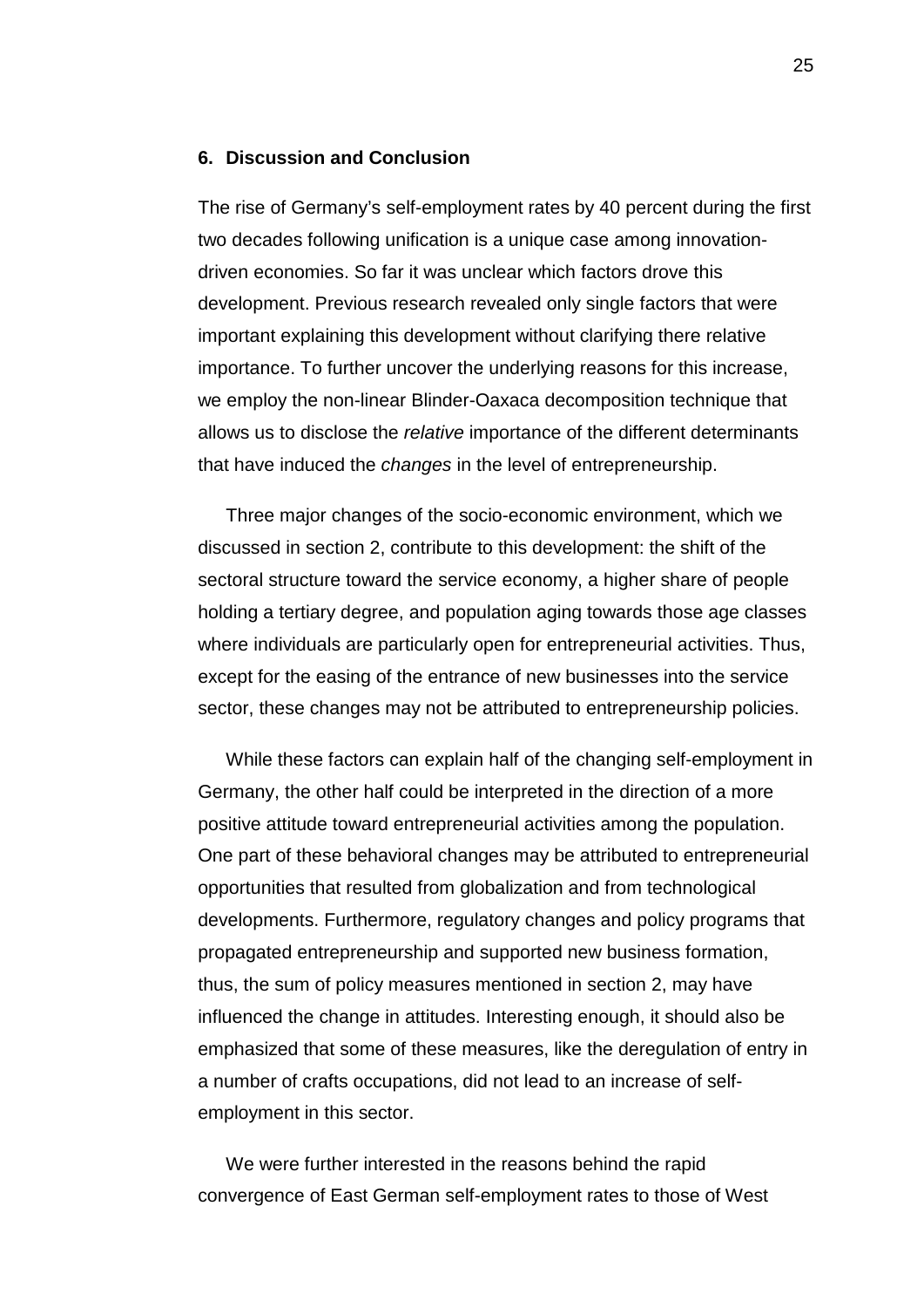## 6. Discussion and Conclusion

The rise of Germany's self-employment rates by 40 percent during the first two decades following unification is a unique case among innovation-driven economies. So far it was unclear which factors drove this development. Previous research revealed only single factors that were important explaining this development without clarifying there relative importance. To further uncover the underlying reasons for this increase, we employ the non-linear Blinder-Oaxaca decomposition technique that allows us to disclose the *relative* importance of the different determinants that have induced the *changes* in the level of entrepreneurship.

Three major changes of the socio-economic environment, which we discussed in section 2, contribute to this development: the shift of the sectoral structure toward the service economy, a higher share of people holding a tertiary degree, and population aging towards those age classes where individuals are particularly open for entrepreneurial activities. Thus, except for the easing of the entrance of new businesses into the service sector, these changes may not be attributed to entrepreneurship policies.

While these factors can explain half of the changing self-employment in Germany, the other half could be interpreted in the direction of a more positive attitude toward entrepreneurial activities among the population. One part of these behavioral changes may be attributed to entrepreneurial opportunities that resulted from globalization and from technological developments. Furthermore, regulatory changes and policy programs that propagated entrepreneurship and supported new business formation, thus, the sum of policy measures mentioned in section 2, may have influenced the change in attitudes. Interesting enough, it should also be emphasized that some of these measures, like the deregulation of entry in a number of crafts occupations, did not lead to an increase of self-employment in this sector.

We were further interested in the reasons behind the rapid convergence of East German self-employment rates to those of West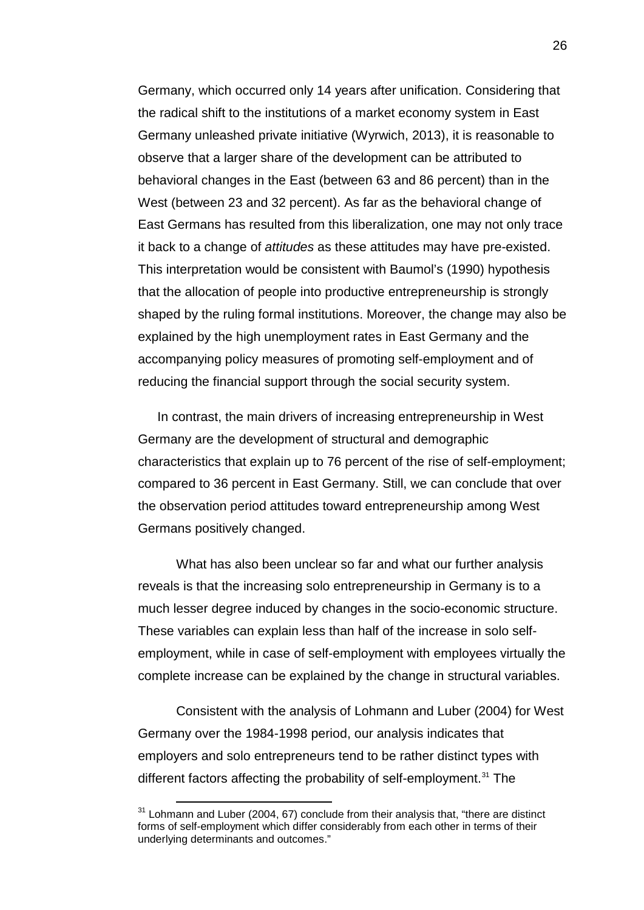Germany, which occurred only 14 years after unification. Considering that the radical shift to the institutions of a market economy system in East Germany unleashed private initiative (Wyrwich, 2013), it is reasonable to observe that a larger share of the development can be attributed to behavioral changes in the East (between 63 and 86 percent) than in the West (between 23 and 32 percent). As far as the behavioral change of East Germans has resulted from this liberalization, one may not only trace it back to a change of *attitudes* as these attitudes may have pre-existed. This interpretation would be consistent with Baumol's (1990) hypothesis that the allocation of people into productive entrepreneurship is strongly shaped by the ruling formal institutions. Moreover, the change may also be explained by the high unemployment rates in East Germany and the accompanying policy measures of promoting self-employment and of reducing the financial support through the social security system.

In contrast, the main drivers of increasing entrepreneurship in West Germany are the development of structural and demographic characteristics that explain up to 76 percent of the rise of self-employment; compared to 36 percent in East Germany. Still, we can conclude that over the observation period attitudes toward entrepreneurship among West Germans positively changed.

What has also been unclear so far and what our further analysis reveals is that the increasing solo entrepreneurship in Germany is to a much lesser degree induced by changes in the socio-economic structure. These variables can explain less than half of the increase in solo self-employment, while in case of self-employment with employees virtually the complete increase can be explained by the change in structural variables.

Consistent with the analysis of Lohmann and Luber (2004) for West Germany over the 1984-1998 period, our analysis indicates that employers and solo entrepreneurs tend to be rather distinct types with different factors affecting the probability of self-employment.[31] The

[31] Lohmann and Luber (2004, 67) conclude from their analysis that, "there are distinct forms of self-employment which differ considerably from each other in terms of their underlying determinants and outcomes."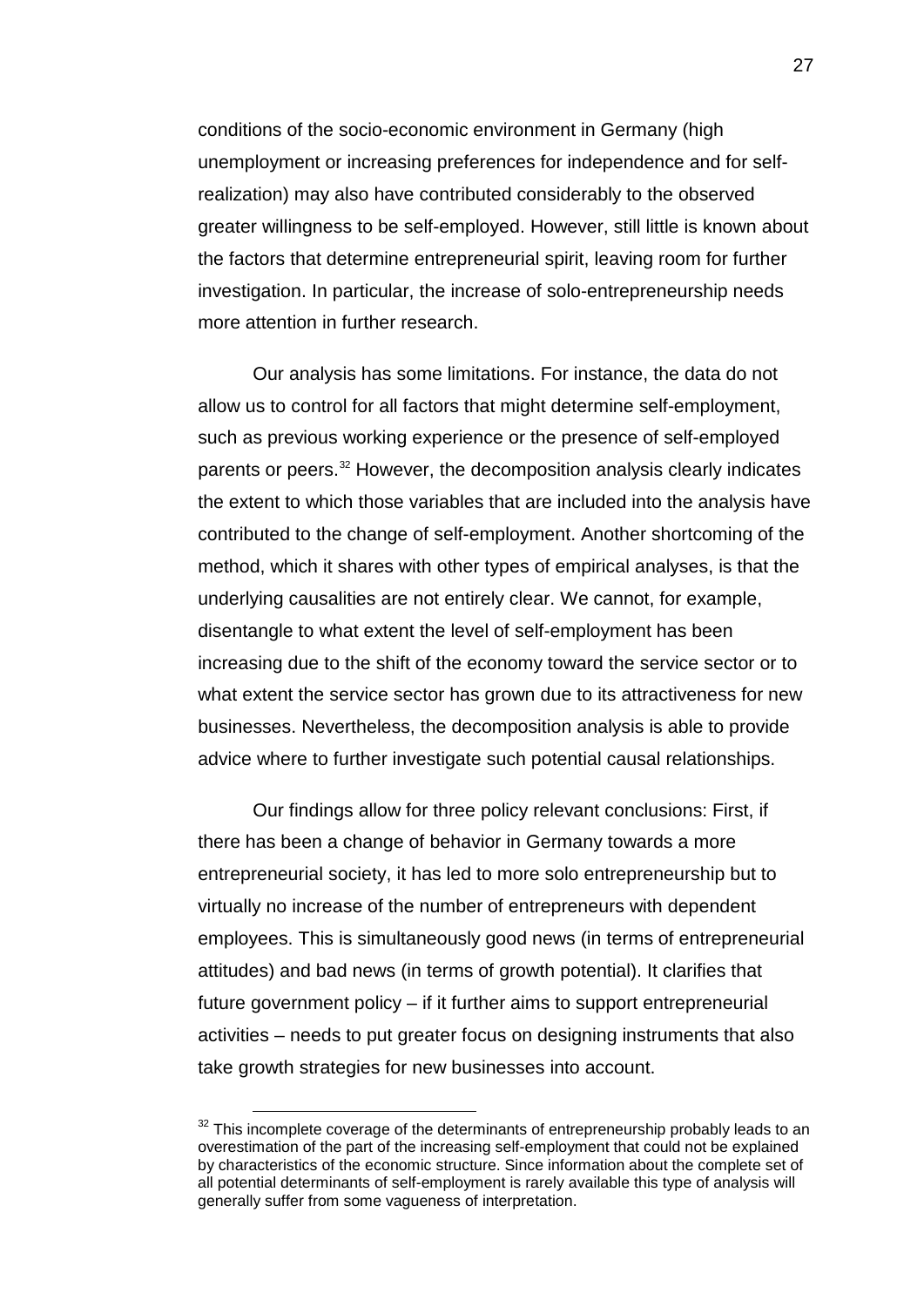conditions of the socio-economic environment in Germany (high unemployment or increasing preferences for independence and for self-realization) may also have contributed considerably to the observed greater willingness to be self-employed. However, still little is known about the factors that determine entrepreneurial spirit, leaving room for further investigation. In particular, the increase of solo-entrepreneurship needs more attention in further research.

Our analysis has some limitations. For instance, the data do not allow us to control for all factors that might determine self-employment, such as previous working experience or the presence of self-employed parents or peers.[32] However, the decomposition analysis clearly indicates the extent to which those variables that are included into the analysis have contributed to the change of self-employment. Another shortcoming of the method, which it shares with other types of empirical analyses, is that the underlying causalities are not entirely clear. We cannot, for example, disentangle to what extent the level of self-employment has been increasing due to the shift of the economy toward the service sector or to what extent the service sector has grown due to its attractiveness for new businesses. Nevertheless, the decomposition analysis is able to provide advice where to further investigate such potential causal relationships.

Our findings allow for three policy relevant conclusions: First, if there has been a change of behavior in Germany towards a more entrepreneurial society, it has led to more solo entrepreneurship but to virtually no increase of the number of entrepreneurs with dependent employees. This is simultaneously good news (in terms of entrepreneurial attitudes) and bad news (in terms of growth potential). It clarifies that future government policy – if it further aims to support entrepreneurial activities – needs to put greater focus on designing instruments that also take growth strategies for new businesses into account.

---

[32] This incomplete coverage of the determinants of entrepreneurship probably leads to an overestimation of the part of the increasing self-employment that could not be explained by characteristics of the economic structure. Since information about the complete set of all potential determinants of self-employment is rarely available this type of analysis will generally suffer from some vagueness of interpretation.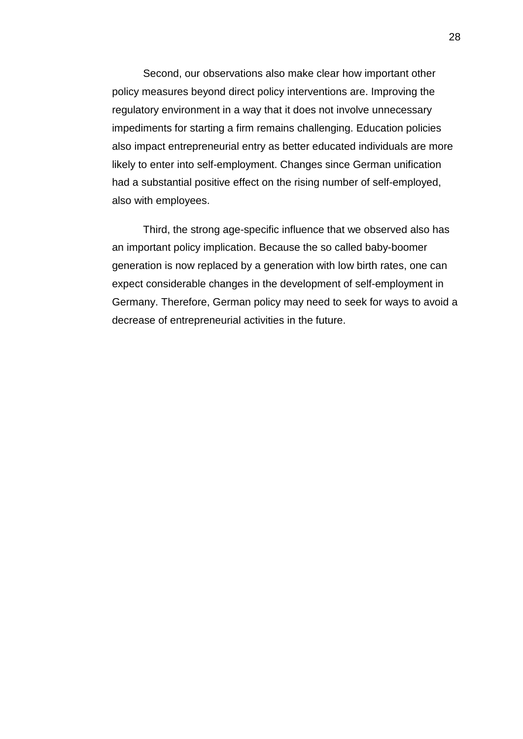Second, our observations also make clear how important other policy measures beyond direct policy interventions are. Improving the regulatory environment in a way that it does not involve unnecessary impediments for starting a firm remains challenging. Education policies also impact entrepreneurial entry as better educated individuals are more likely to enter into self-employment. Changes since German unification had a substantial positive effect on the rising number of self-employed, also with employees.

Third, the strong age-specific influence that we observed also has an important policy implication. Because the so called baby-boomer generation is now replaced by a generation with low birth rates, one can expect considerable changes in the development of self-employment in Germany. Therefore, German policy may need to seek for ways to avoid a decrease of entrepreneurial activities in the future.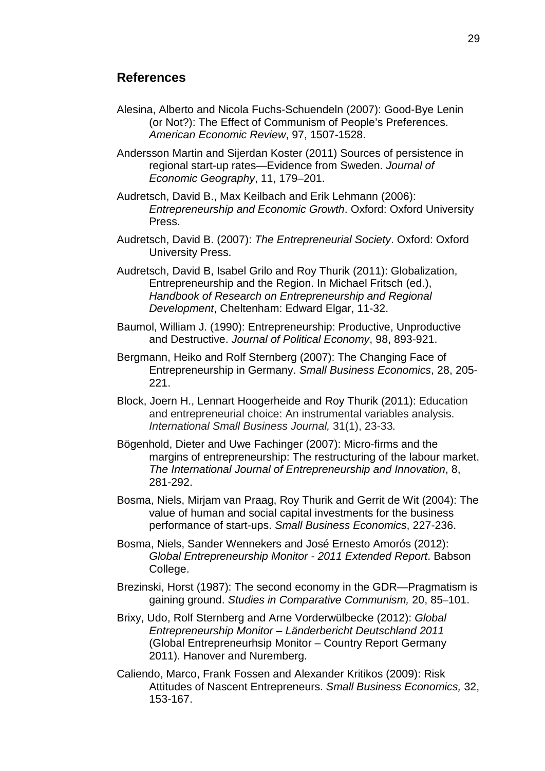## References

Alesina, Alberto and Nicola Fuchs-Schuendeln (2007): Good-Bye Lenin (or Not?): The Effect of Communism of People's Preferences. *American Economic Review*, 97, 1507-1528.

Andersson Martin and Sijerdan Koster (2011) Sources of persistence in regional start-up rates—Evidence from Sweden. *Journal of Economic Geography*, 11, 179–201.

Audretsch, David B., Max Keilbach and Erik Lehmann (2006): *Entrepreneurship and Economic Growth*. Oxford: Oxford University Press.

Audretsch, David B. (2007): *The Entrepreneurial Society*. Oxford: Oxford University Press.

Audretsch, David B, Isabel Grilo and Roy Thurik (2011): Globalization, Entrepreneurship and the Region. In Michael Fritsch (ed.), *Handbook of Research on Entrepreneurship and Regional Development*, Cheltenham: Edward Elgar, 11-32.

Baumol, William J. (1990): Entrepreneurship: Productive, Unproductive and Destructive. *Journal of Political Economy*, 98, 893-921.

Bergmann, Heiko and Rolf Sternberg (2007): The Changing Face of Entrepreneurship in Germany. *Small Business Economics*, 28, 205-221.

Block, Joern H., Lennart Hoogerheide and Roy Thurik (2011): Education and entrepreneurial choice: An instrumental variables analysis. *International Small Business Journal,* 31(1), 23-33*.*

Bögenhold, Dieter and Uwe Fachinger (2007): Micro-firms and the margins of entrepreneurship: The restructuring of the labour market. *The International Journal of Entrepreneurship and Innovation*, 8, 281-292.

Bosma, Niels, Mirjam van Praag, Roy Thurik and Gerrit de Wit (2004): The value of human and social capital investments for the business performance of start-ups. *Small Business Economics*, 227-236.

Bosma, Niels, Sander Wennekers and José Ernesto Amorós (2012): *Global Entrepreneurship Monitor - 2011 Extended Report*. Babson College.

Brezinski, Horst (1987): The second economy in the GDR—Pragmatism is gaining ground. *Studies in Comparative Communism,* 20, 85–101.

Brixy, Udo, Rolf Sternberg and Arne Vorderwülbecke (2012): *Global Entrepreneurship Monitor – Länderbericht Deutschland 2011* (Global Entrepreneurhsip Monitor – Country Report Germany 2011). Hanover and Nuremberg.

Caliendo, Marco, Frank Fossen and Alexander Kritikos (2009): Risk Attitudes of Nascent Entrepreneurs. *Small Business Economics,* 32, 153-167.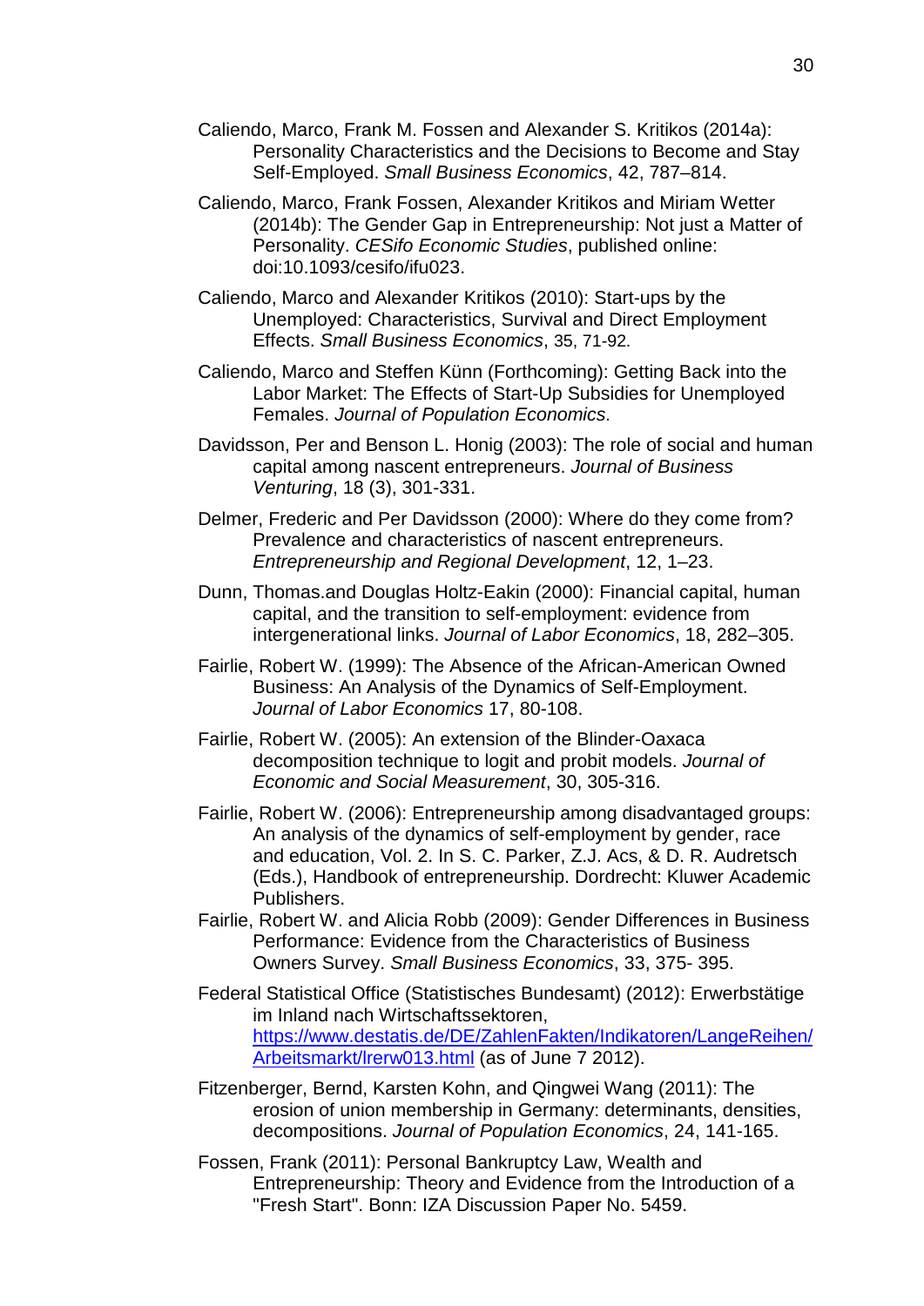Caliendo, Marco, Frank M. Fossen and Alexander S. Kritikos (2014a): Personality Characteristics and the Decisions to Become and Stay Self-Employed. *Small Business Economics*, 42, 787–814.

Caliendo, Marco, Frank Fossen, Alexander Kritikos and Miriam Wetter (2014b): The Gender Gap in Entrepreneurship: Not just a Matter of Personality. *CESifo Economic Studies*, published online: doi:10.1093/cesifo/ifu023.

Caliendo, Marco and Alexander Kritikos (2010): Start-ups by the Unemployed: Characteristics, Survival and Direct Employment Effects. *Small Business Economics*, 35, 71-92.

Caliendo, Marco and Steffen Künn (Forthcoming): Getting Back into the Labor Market: The Effects of Start-Up Subsidies for Unemployed Females. *Journal of Population Economics*.

Davidsson, Per and Benson L. Honig (2003): The role of social and human capital among nascent entrepreneurs. *Journal of Business Venturing*, 18 (3), 301-331.

Delmer, Frederic and Per Davidsson (2000): Where do they come from? Prevalence and characteristics of nascent entrepreneurs. *Entrepreneurship and Regional Development*, 12, 1–23.

Dunn, Thomas.and Douglas Holtz-Eakin (2000): Financial capital, human capital, and the transition to self-employment: evidence from intergenerational links. *Journal of Labor Economics*, 18, 282–305.

Fairlie, Robert W. (1999): The Absence of the African-American Owned Business: An Analysis of the Dynamics of Self-Employment. *Journal of Labor Economics* 17, 80-108.

Fairlie, Robert W. (2005): An extension of the Blinder-Oaxaca decomposition technique to logit and probit models. *Journal of Economic and Social Measurement*, 30, 305-316.

Fairlie, Robert W. (2006): Entrepreneurship among disadvantaged groups: An analysis of the dynamics of self-employment by gender, race and education, Vol. 2. In S. C. Parker, Z.J. Acs, & D. R. Audretsch (Eds.), Handbook of entrepreneurship. Dordrecht: Kluwer Academic Publishers.

Fairlie, Robert W. and Alicia Robb (2009): Gender Differences in Business Performance: Evidence from the Characteristics of Business Owners Survey. *Small Business Economics*, 33, 375- 395.

Federal Statistical Office (Statistisches Bundesamt) (2012): Erwerbstätige im Inland nach Wirtschaftssektoren, https://www.destatis.de/DE/ZahlenFakten/Indikatoren/LangeReihen/Arbeitsmarkt/lrerw013.html (as of June 7 2012).

Fitzenberger, Bernd, Karsten Kohn, and Qingwei Wang (2011): The erosion of union membership in Germany: determinants, densities, decompositions. *Journal of Population Economics*, 24, 141-165.

Fossen, Frank (2011): Personal Bankruptcy Law, Wealth and Entrepreneurship: Theory and Evidence from the Introduction of a "Fresh Start". Bonn: IZA Discussion Paper No. 5459.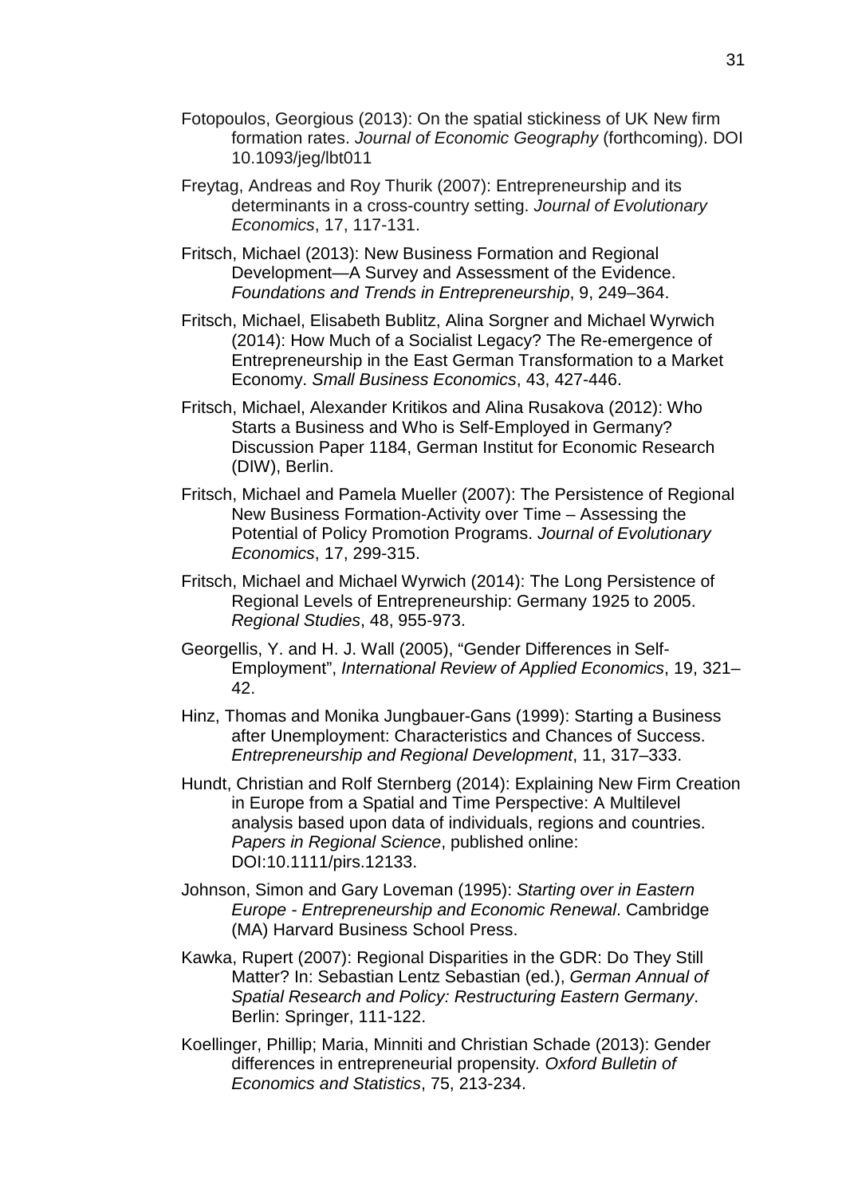Fotopoulos, Georgious (2013): On the spatial stickiness of UK New firm formation rates. *Journal of Economic Geography* (forthcoming). DOI 10.1093/jeg/lbt011

Freytag, Andreas and Roy Thurik (2007): Entrepreneurship and its determinants in a cross-country setting. *Journal of Evolutionary Economics*, 17, 117-131.

Fritsch, Michael (2013): New Business Formation and Regional Development—A Survey and Assessment of the Evidence. *Foundations and Trends in Entrepreneurship*, 9, 249–364.

Fritsch, Michael, Elisabeth Bublitz, Alina Sorgner and Michael Wyrwich (2014): How Much of a Socialist Legacy? The Re-emergence of Entrepreneurship in the East German Transformation to a Market Economy. *Small Business Economics*, 43, 427-446.

Fritsch, Michael, Alexander Kritikos and Alina Rusakova (2012): Who Starts a Business and Who is Self-Employed in Germany? Discussion Paper 1184, German Institut for Economic Research (DIW), Berlin.

Fritsch, Michael and Pamela Mueller (2007): The Persistence of Regional New Business Formation-Activity over Time – Assessing the Potential of Policy Promotion Programs. *Journal of Evolutionary Economics*, 17, 299-315.

Fritsch, Michael and Michael Wyrwich (2014): The Long Persistence of Regional Levels of Entrepreneurship: Germany 1925 to 2005. *Regional Studies*, 48, 955-973.

Georgellis, Y. and H. J. Wall (2005), "Gender Differences in Self-Employment", *International Review of Applied Economics*, 19, 321–42.

Hinz, Thomas and Monika Jungbauer-Gans (1999): Starting a Business after Unemployment: Characteristics and Chances of Success. *Entrepreneurship and Regional Development*, 11, 317–333.

Hundt, Christian and Rolf Sternberg (2014): Explaining New Firm Creation in Europe from a Spatial and Time Perspective: A Multilevel analysis based upon data of individuals, regions and countries. *Papers in Regional Science*, published online: DOI:10.1111/pirs.12133.

Johnson, Simon and Gary Loveman (1995): *Starting over in Eastern Europe - Entrepreneurship and Economic Renewal*. Cambridge (MA) Harvard Business School Press.

Kawka, Rupert (2007): Regional Disparities in the GDR: Do They Still Matter? In: Sebastian Lentz Sebastian (ed.), *German Annual of Spatial Research and Policy: Restructuring Eastern Germany*. Berlin: Springer, 111-122.

Koellinger, Phillip; Maria, Minniti and Christian Schade (2013): Gender differences in entrepreneurial propensity*. Oxford Bulletin of Economics and Statistics*, 75, 213-234.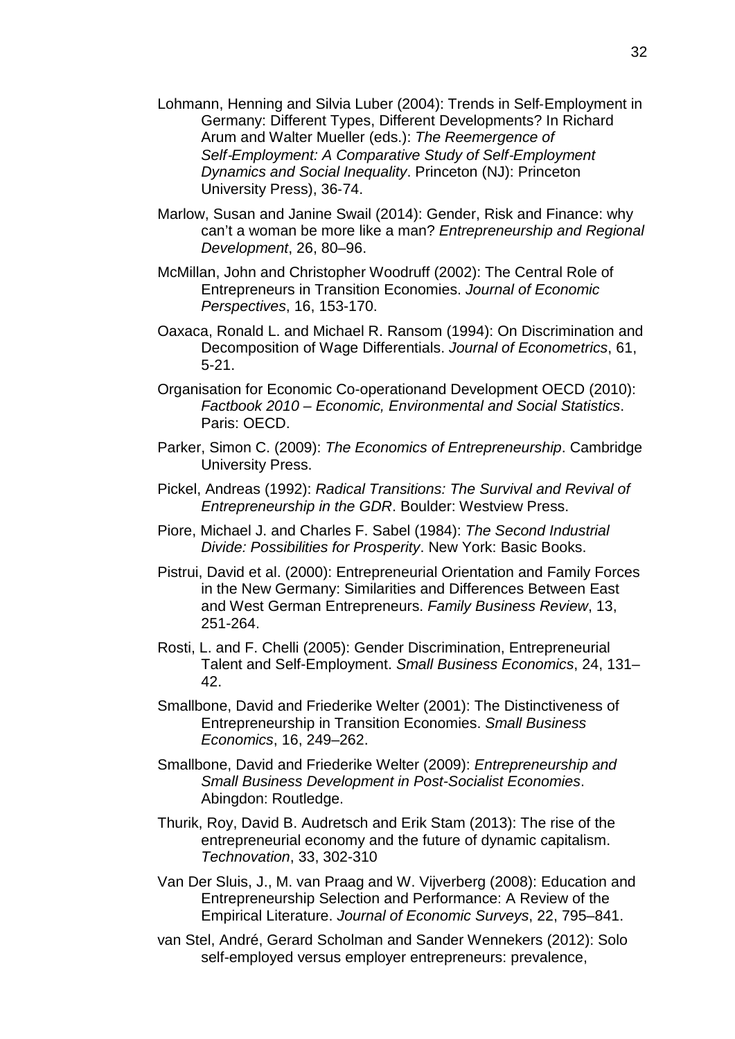Lohmann, Henning and Silvia Luber (2004): Trends in Self-Employment in Germany: Different Types, Different Developments? In Richard Arum and Walter Mueller (eds.): *The Reemergence of Self-Employment: A Comparative Study of Self-Employment Dynamics and Social Inequality*. Princeton (NJ): Princeton University Press), 36-74.

Marlow, Susan and Janine Swail (2014): Gender, Risk and Finance: why can't a woman be more like a man? *Entrepreneurship and Regional Development*, 26, 80–96.

McMillan, John and Christopher Woodruff (2002): The Central Role of Entrepreneurs in Transition Economies. *Journal of Economic Perspectives*, 16, 153-170.

Oaxaca, Ronald L. and Michael R. Ransom (1994): On Discrimination and Decomposition of Wage Differentials. *Journal of Econometrics*, 61, 5-21.

Organisation for Economic Co-operationand Development OECD (2010): *Factbook 2010 – Economic, Environmental and Social Statistics*. Paris: OECD.

Parker, Simon C. (2009): *The Economics of Entrepreneurship*. Cambridge University Press.

Pickel, Andreas (1992): *Radical Transitions: The Survival and Revival of Entrepreneurship in the GDR*. Boulder: Westview Press.

Piore, Michael J. and Charles F. Sabel (1984): *The Second Industrial Divide: Possibilities for Prosperity*. New York: Basic Books.

Pistrui, David et al. (2000): Entrepreneurial Orientation and Family Forces in the New Germany: Similarities and Differences Between East and West German Entrepreneurs. *Family Business Review*, 13, 251-264.

Rosti, L. and F. Chelli (2005): Gender Discrimination, Entrepreneurial Talent and Self-Employment. *Small Business Economics*, 24, 131–42.

Smallbone, David and Friederike Welter (2001): The Distinctiveness of Entrepreneurship in Transition Economies. *Small Business Economics*, 16, 249–262.

Smallbone, David and Friederike Welter (2009): *Entrepreneurship and Small Business Development in Post-Socialist Economies*. Abingdon: Routledge.

Thurik, Roy, David B. Audretsch and Erik Stam (2013): The rise of the entrepreneurial economy and the future of dynamic capitalism. *Technovation*, 33, 302-310

Van Der Sluis, J., M. van Praag and W. Vijverberg (2008): Education and Entrepreneurship Selection and Performance: A Review of the Empirical Literature. *Journal of Economic Surveys*, 22, 795–841.

van Stel, André, Gerard Scholman and Sander Wennekers (2012): Solo self-employed versus employer entrepreneurs: prevalence,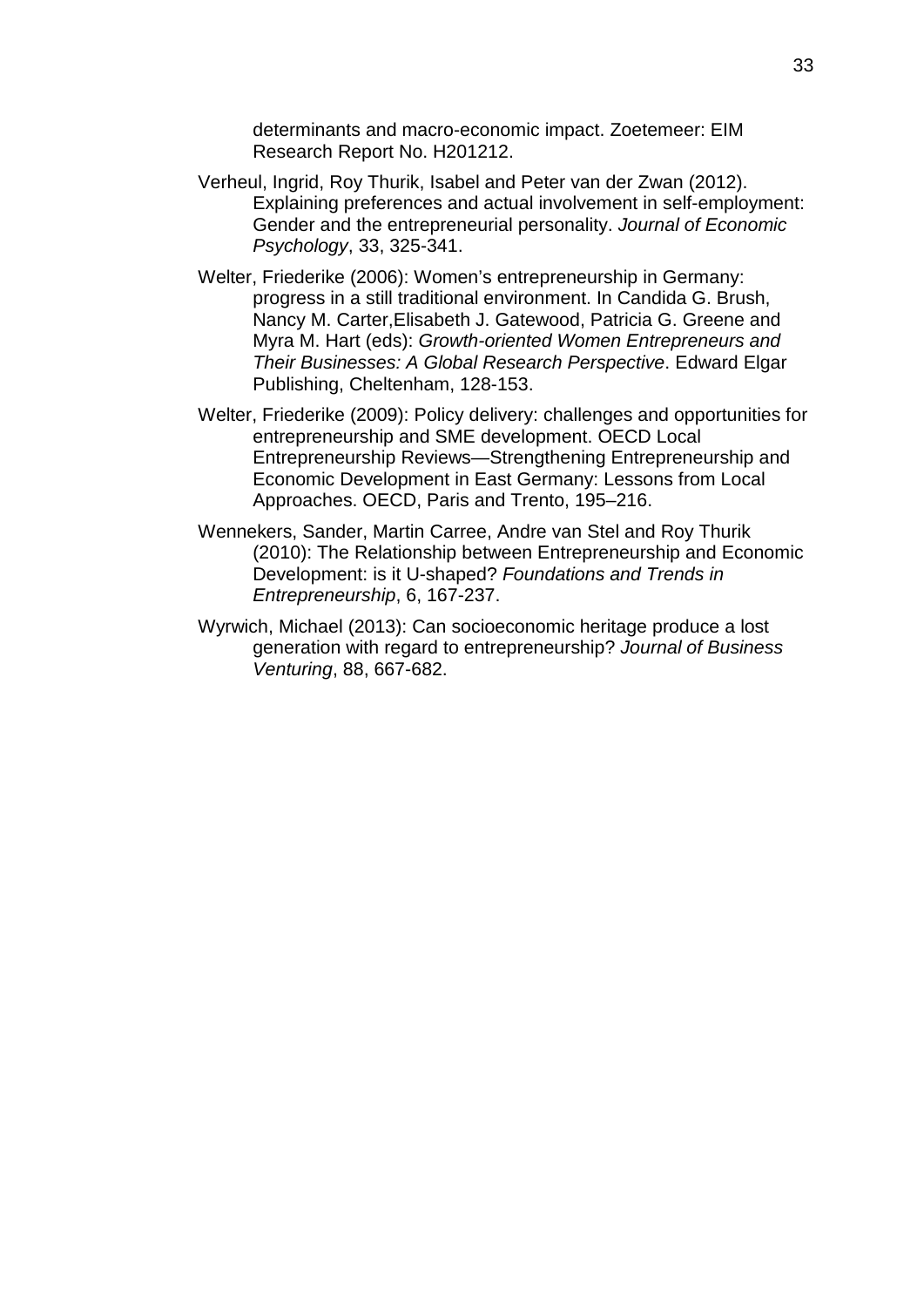determinants and macro-economic impact. Zoetemeer: EIM Research Report No. H201212.

Verheul, Ingrid, Roy Thurik, Isabel and Peter van der Zwan (2012). Explaining preferences and actual involvement in self-employment: Gender and the entrepreneurial personality. *Journal of Economic Psychology*, 33, 325-341.

Welter, Friederike (2006): Women's entrepreneurship in Germany: progress in a still traditional environment. In Candida G. Brush, Nancy M. Carter,Elisabeth J. Gatewood, Patricia G. Greene and Myra M. Hart (eds): *Growth-oriented Women Entrepreneurs and Their Businesses: A Global Research Perspective*. Edward Elgar Publishing, Cheltenham, 128-153.

Welter, Friederike (2009): Policy delivery: challenges and opportunities for entrepreneurship and SME development. OECD Local Entrepreneurship Reviews—Strengthening Entrepreneurship and Economic Development in East Germany: Lessons from Local Approaches. OECD, Paris and Trento, 195–216.

Wennekers, Sander, Martin Carree, Andre van Stel and Roy Thurik (2010): The Relationship between Entrepreneurship and Economic Development: is it U-shaped? *Foundations and Trends in Entrepreneurship*, 6, 167-237.

Wyrwich, Michael (2013): Can socioeconomic heritage produce a lost generation with regard to entrepreneurship? *Journal of Business Venturing*, 88, 667-682.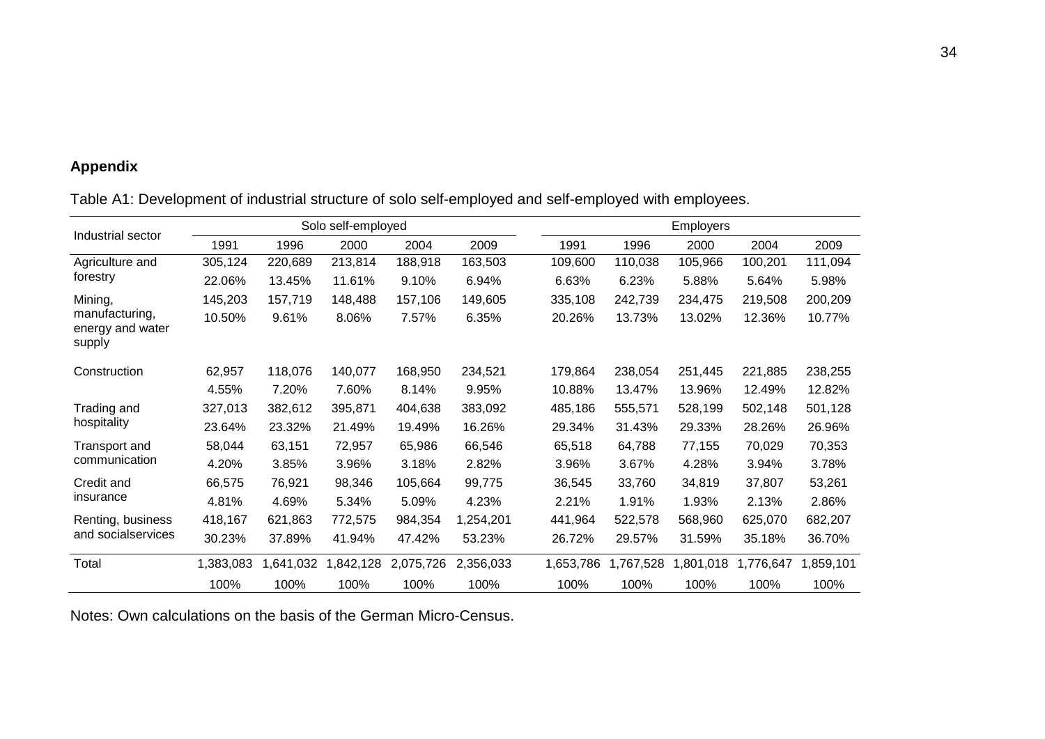## Appendix

Table A1: Development of industrial structure of solo self-employed and self-employed with employees.

| Industrial sector | Solo self-employed | | | | | Employers | | | | |
|---|---|---|---|---|---|---|---|---|---|---|
| | 1991 | 1996 | 2000 | 2004 | 2009 | 1991 | 1996 | 2000 | 2004 | 2009 |
| Agriculture and forestry | 305,124 | 220,689 | 213,814 | 188,918 | 163,503 | 109,600 | 110,038 | 105,966 | 100,201 | 111,094 |
| | 22.06% | 13.45% | 11.61% | 9.10% | 6.94% | 6.63% | 6.23% | 5.88% | 5.64% | 5.98% |
| Mining, manufacturing, energy and water supply | 145,203 | 157,719 | 148,488 | 157,106 | 149,605 | 335,108 | 242,739 | 234,475 | 219,508 | 200,209 |
| | 10.50% | 9.61% | 8.06% | 7.57% | 6.35% | 20.26% | 13.73% | 13.02% | 12.36% | 10.77% |
| Construction | 62,957 | 118,076 | 140,077 | 168,950 | 234,521 | 179,864 | 238,054 | 251,445 | 221,885 | 238,255 |
| | 4.55% | 7.20% | 7.60% | 8.14% | 9.95% | 10.88% | 13.47% | 13.96% | 12.49% | 12.82% |
| Trading and hospitality | 327,013 | 382,612 | 395,871 | 404,638 | 383,092 | 485,186 | 555,571 | 528,199 | 502,148 | 501,128 |
| | 23.64% | 23.32% | 21.49% | 19.49% | 16.26% | 29.34% | 31.43% | 29.33% | 28.26% | 26.96% |
| Transport and communication | 58,044 | 63,151 | 72,957 | 65,986 | 66,546 | 65,518 | 64,788 | 77,155 | 70,029 | 70,353 |
| | 4.20% | 3.85% | 3.96% | 3.18% | 2.82% | 3.96% | 3.67% | 4.28% | 3.94% | 3.78% |
| Credit and insurance | 66,575 | 76,921 | 98,346 | 105,664 | 99,775 | 36,545 | 33,760 | 34,819 | 37,807 | 53,261 |
| | 4.81% | 4.69% | 5.34% | 5.09% | 4.23% | 2.21% | 1.91% | 1.93% | 2.13% | 2.86% |
| Renting, business and socialservices | 418,167 | 621,863 | 772,575 | 984,354 | 1,254,201 | 441,964 | 522,578 | 568,960 | 625,070 | 682,207 |
| | 30.23% | 37.89% | 41.94% | 47.42% | 53.23% | 26.72% | 29.57% | 31.59% | 35.18% | 36.70% |
| Total | 1,383,083 | 1,641,032 | 1,842,128 | 2,075,726 | 2,356,033 | 1,653,786 | 1,767,528 | 1,801,018 | 1,776,647 | 1,859,101 |
| | 100% | 100% | 100% | 100% | 100% | 100% | 100% | 100% | 100% | 100% |

Notes: Own calculations on the basis of the German Micro-Census.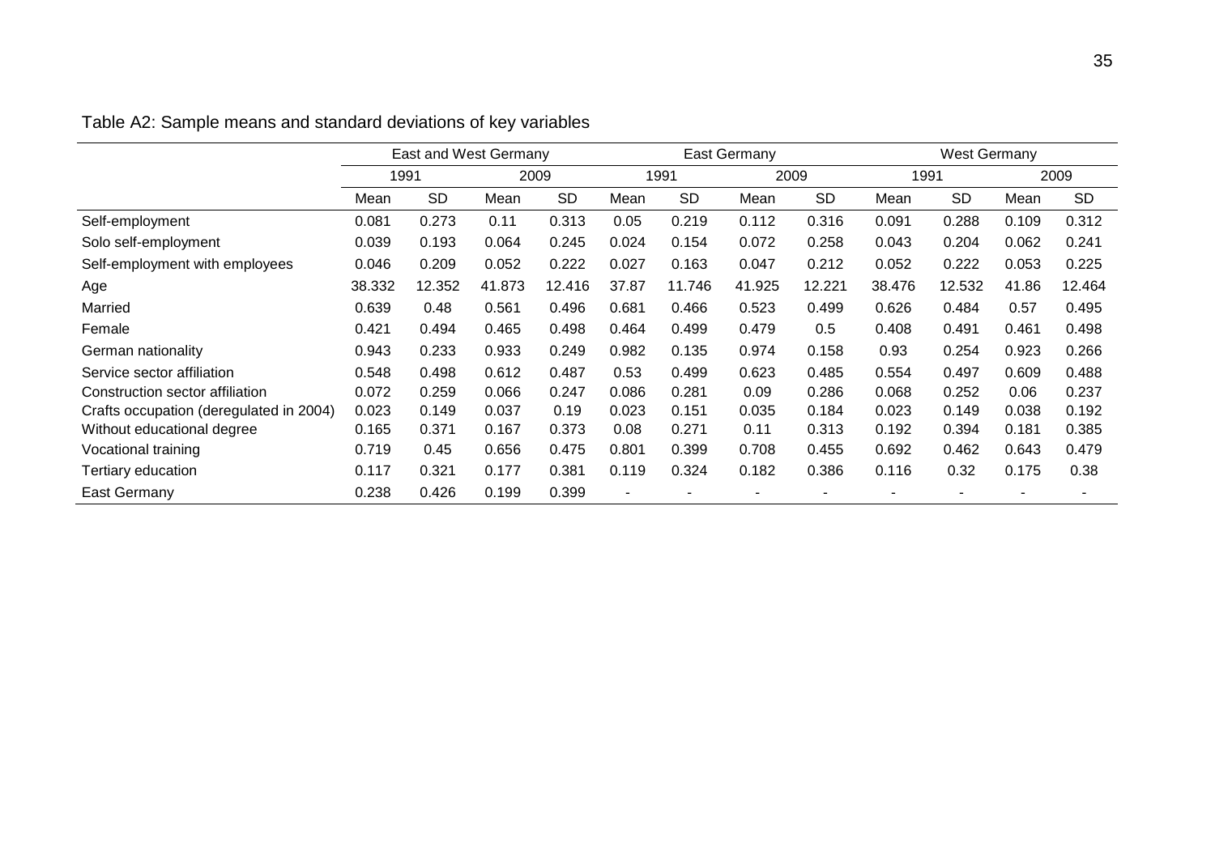Table A2: Sample means and standard deviations of key variables

| | East and West Germany | | | | East Germany | | | | West Germany | | | |
|---|---|---|---|---|---|---|---|---|---|---|---|---|
| | 1991 | | 2009 | | 1991 | | 2009 | | 1991 | | 2009 | |
| | Mean | SD | Mean | SD | Mean | SD | Mean | SD | Mean | SD | Mean | SD |
| Self-employment | 0.081 | 0.273 | 0.11 | 0.313 | 0.05 | 0.219 | 0.112 | 0.316 | 0.091 | 0.288 | 0.109 | 0.312 |
| Solo self-employment | 0.039 | 0.193 | 0.064 | 0.245 | 0.024 | 0.154 | 0.072 | 0.258 | 0.043 | 0.204 | 0.062 | 0.241 |
| Self-employment with employees | 0.046 | 0.209 | 0.052 | 0.222 | 0.027 | 0.163 | 0.047 | 0.212 | 0.052 | 0.222 | 0.053 | 0.225 |
| Age | 38.332 | 12.352 | 41.873 | 12.416 | 37.87 | 11.746 | 41.925 | 12.221 | 38.476 | 12.532 | 41.86 | 12.464 |
| Married | 0.639 | 0.48 | 0.561 | 0.496 | 0.681 | 0.466 | 0.523 | 0.499 | 0.626 | 0.484 | 0.57 | 0.495 |
| Female | 0.421 | 0.494 | 0.465 | 0.498 | 0.464 | 0.499 | 0.479 | 0.5 | 0.408 | 0.491 | 0.461 | 0.498 |
| German nationality | 0.943 | 0.233 | 0.933 | 0.249 | 0.982 | 0.135 | 0.974 | 0.158 | 0.93 | 0.254 | 0.923 | 0.266 |
| Service sector affiliation | 0.548 | 0.498 | 0.612 | 0.487 | 0.53 | 0.499 | 0.623 | 0.485 | 0.554 | 0.497 | 0.609 | 0.488 |
| Construction sector affiliation | 0.072 | 0.259 | 0.066 | 0.247 | 0.086 | 0.281 | 0.09 | 0.286 | 0.068 | 0.252 | 0.06 | 0.237 |
| Crafts occupation (deregulated in 2004) | 0.023 | 0.149 | 0.037 | 0.19 | 0.023 | 0.151 | 0.035 | 0.184 | 0.023 | 0.149 | 0.038 | 0.192 |
| Without educational degree | 0.165 | 0.371 | 0.167 | 0.373 | 0.08 | 0.271 | 0.11 | 0.313 | 0.192 | 0.394 | 0.181 | 0.385 |
| Vocational training | 0.719 | 0.45 | 0.656 | 0.475 | 0.801 | 0.399 | 0.708 | 0.455 | 0.692 | 0.462 | 0.643 | 0.479 |
| Tertiary education | 0.117 | 0.321 | 0.177 | 0.381 | 0.119 | 0.324 | 0.182 | 0.386 | 0.116 | 0.32 | 0.175 | 0.38 |
| East Germany | 0.238 | 0.426 | 0.199 | 0.399 | - | - | - | - | - | - | - | - |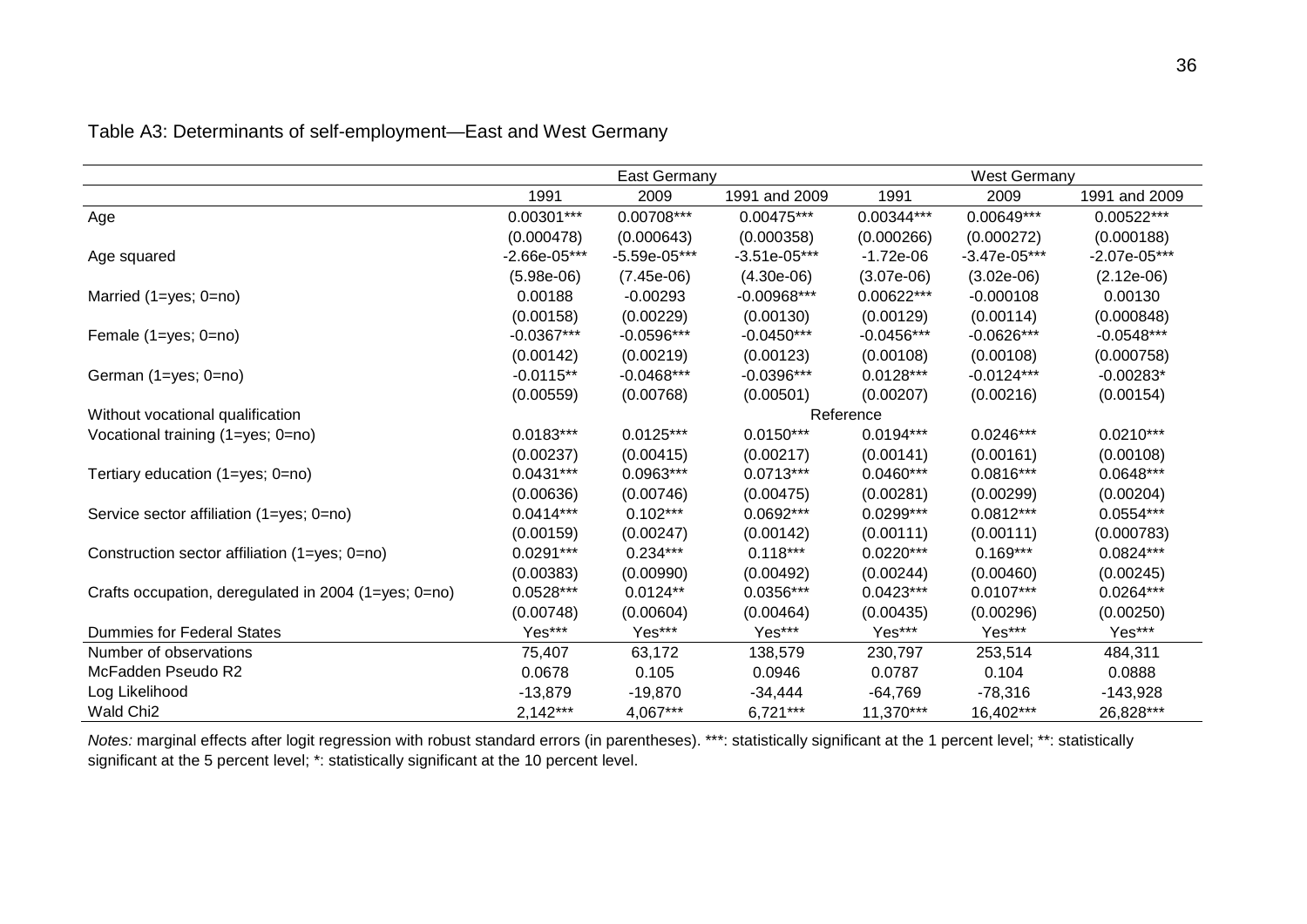Table A3: Determinants of self-employment—East and West Germany

| | East Germany | | | West Germany | | |
|---|---|---|---|---|---|---|
| | 1991 | 2009 | 1991 and 2009 | 1991 | 2009 | 1991 and 2009 |
| Age | 0.00301*** | 0.00708*** | 0.00475*** | 0.00344*** | 0.00649*** | 0.00522*** |
| | (0.000478) | (0.000643) | (0.000358) | (0.000266) | (0.000272) | (0.000188) |
| Age squared | -2.66e-05*** | -5.59e-05*** | -3.51e-05*** | -1.72e-06 | -3.47e-05*** | -2.07e-05*** |
| | (5.98e-06) | (7.45e-06) | (4.30e-06) | (3.07e-06) | (3.02e-06) | (2.12e-06) |
| Married (1=yes; 0=no) | 0.00188 | -0.00293 | -0.00968*** | 0.00622*** | -0.000108 | 0.00130 |
| | (0.00158) | (0.00229) | (0.00130) | (0.00129) | (0.00114) | (0.000848) |
| Female (1=yes; 0=no) | -0.0367*** | -0.0596*** | -0.0450*** | -0.0456*** | -0.0626*** | -0.0548*** |
| | (0.00142) | (0.00219) | (0.00123) | (0.00108) | (0.00108) | (0.000758) |
| German (1=yes; 0=no) | -0.0115** | -0.0468*** | -0.0396*** | 0.0128*** | -0.0124*** | -0.00283* |
| | (0.00559) | (0.00768) | (0.00501) | (0.00207) | (0.00216) | (0.00154) |
| Without vocational qualification | | | Reference | | | |
| Vocational training (1=yes; 0=no) | 0.0183*** | 0.0125*** | 0.0150*** | 0.0194*** | 0.0246*** | 0.0210*** |
| | (0.00237) | (0.00415) | (0.00217) | (0.00141) | (0.00161) | (0.00108) |
| Tertiary education (1=yes; 0=no) | 0.0431*** | 0.0963*** | 0.0713*** | 0.0460*** | 0.0816*** | 0.0648*** |
| | (0.00636) | (0.00746) | (0.00475) | (0.00281) | (0.00299) | (0.00204) |
| Service sector affiliation (1=yes; 0=no) | 0.0414*** | 0.102*** | 0.0692*** | 0.0299*** | 0.0812*** | 0.0554*** |
| | (0.00159) | (0.00247) | (0.00142) | (0.00111) | (0.00111) | (0.000783) |
| Construction sector affiliation (1=yes; 0=no) | 0.0291*** | 0.234*** | 0.118*** | 0.0220*** | 0.169*** | 0.0824*** |
| | (0.00383) | (0.00990) | (0.00492) | (0.00244) | (0.00460) | (0.00245) |
| Crafts occupation, deregulated in 2004 (1=yes; 0=no) | 0.0528*** | 0.0124** | 0.0356*** | 0.0423*** | 0.0107*** | 0.0264*** |
| | (0.00748) | (0.00604) | (0.00464) | (0.00435) | (0.00296) | (0.00250) |
| Dummies for Federal States | Yes*** | Yes*** | Yes*** | Yes*** | Yes*** | Yes*** |
| Number of observations | 75,407 | 63,172 | 138,579 | 230,797 | 253,514 | 484,311 |
| McFadden Pseudo R2 | 0.0678 | 0.105 | 0.0946 | 0.0787 | 0.104 | 0.0888 |
| Log Likelihood | -13,879 | -19,870 | -34,444 | -64,769 | -78,316 | -143,928 |
| Wald Chi2 | 2,142*** | 4,067*** | 6,721*** | 11,370*** | 16,402*** | 26,828*** |

*Notes:* marginal effects after logit regression with robust standard errors (in parentheses). ***: statistically significant at the 1 percent level; **: statistically significant at the 5 percent level; *: statistically significant at the 10 percent level.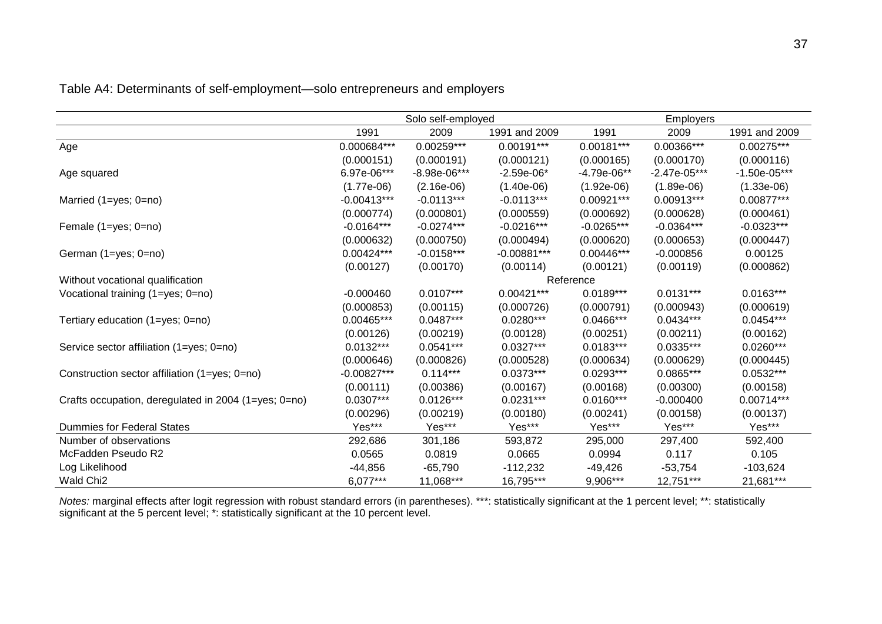Table A4: Determinants of self-employment—solo entrepreneurs and employers

| | Solo self-employed | | | Employers | | |
|---|---|---|---|---|---|---|
| | 1991 | 2009 | 1991 and 2009 | 1991 | 2009 | 1991 and 2009 |
| Age | 0.000684*** | 0.00259*** | 0.00191*** | 0.00181*** | 0.00366*** | 0.00275*** |
| | (0.000151) | (0.000191) | (0.000121) | (0.000165) | (0.000170) | (0.000116) |
| Age squared | 6.97e-06*** | -8.98e-06*** | -2.59e-06* | -4.79e-06** | -2.47e-05*** | -1.50e-05*** |
| | (1.77e-06) | (2.16e-06) | (1.40e-06) | (1.92e-06) | (1.89e-06) | (1.33e-06) |
| Married (1=yes; 0=no) | -0.00413*** | -0.0113*** | -0.0113*** | 0.00921*** | 0.00913*** | 0.00877*** |
| | (0.000774) | (0.000801) | (0.000559) | (0.000692) | (0.000628) | (0.000461) |
| Female (1=yes; 0=no) | -0.0164*** | -0.0274*** | -0.0216*** | -0.0265*** | -0.0364*** | -0.0323*** |
| | (0.000632) | (0.000750) | (0.000494) | (0.000620) | (0.000653) | (0.000447) |
| German (1=yes; 0=no) | 0.00424*** | -0.0158*** | -0.00881*** | 0.00446*** | -0.000856 | 0.00125 |
| | (0.00127) | (0.00170) | (0.00114) | (0.00121) | (0.00119) | (0.000862) |
| Without vocational qualification | | | Reference | | | |
| Vocational training (1=yes; 0=no) | -0.000460 | 0.0107*** | 0.00421*** | 0.0189*** | 0.0131*** | 0.0163*** |
| | (0.000853) | (0.00115) | (0.000726) | (0.000791) | (0.000943) | (0.000619) |
| Tertiary education (1=yes; 0=no) | 0.00465*** | 0.0487*** | 0.0280*** | 0.0466*** | 0.0434*** | 0.0454*** |
| | (0.00126) | (0.00219) | (0.00128) | (0.00251) | (0.00211) | (0.00162) |
| Service sector affiliation (1=yes; 0=no) | 0.0132*** | 0.0541*** | 0.0327*** | 0.0183*** | 0.0335*** | 0.0260*** |
| | (0.000646) | (0.000826) | (0.000528) | (0.000634) | (0.000629) | (0.000445) |
| Construction sector affiliation (1=yes; 0=no) | -0.00827*** | 0.114*** | 0.0373*** | 0.0293*** | 0.0865*** | 0.0532*** |
| | (0.00111) | (0.00386) | (0.00167) | (0.00168) | (0.00300) | (0.00158) |
| Crafts occupation, deregulated in 2004 (1=yes; 0=no) | 0.0307*** | 0.0126*** | 0.0231*** | 0.0160*** | -0.000400 | 0.00714*** |
| | (0.00296) | (0.00219) | (0.00180) | (0.00241) | (0.00158) | (0.00137) |
| Dummies for Federal States | Yes*** | Yes*** | Yes*** | Yes*** | Yes*** | Yes*** |
| Number of observations | 292,686 | 301,186 | 593,872 | 295,000 | 297,400 | 592,400 |
| McFadden Pseudo R2 | 0.0565 | 0.0819 | 0.0665 | 0.0994 | 0.117 | 0.105 |
| Log Likelihood | -44,856 | -65,790 | -112,232 | -49,426 | -53,754 | -103,624 |
| Wald Chi2 | 6,077*** | 11,068*** | 16,795*** | 9,906*** | 12,751*** | 21,681*** |

*Notes:* marginal effects after logit regression with robust standard errors (in parentheses). ***: statistically significant at the 1 percent level; **: statistically significant at the 5 percent level; *: statistically significant at the 10 percent level.